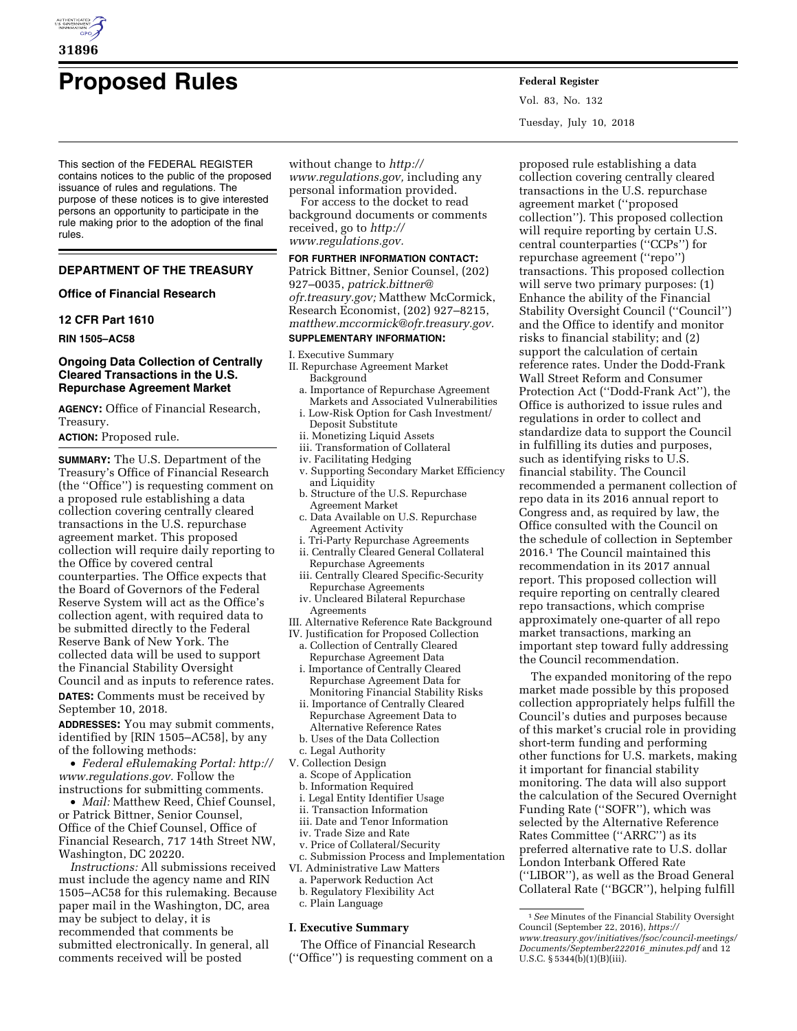# Proposed Rules

This section of the FEDERAL REGISTER contains notices to the public of the proposed issuance of rules and regulations. The purpose of these notices is to give interested persons an opportunity to participate in the rule making prior to the adoption of the final rules.

## DEPARTMENT OF THE TREASURY

### Office of Financial Research

### 12 CFR Part 1610

**RIN 1505–AC58**

### Ongoing Data Collection of Centrally Cleared Transactions in the U.S. Repurchase Agreement Market

**AGENCY:** Office of Financial Research, Treasury.

**ACTION:** Proposed rule.

**SUMMARY:** The U.S. Department of the Treasury's Office of Financial Research (the "Office") is requesting comment on a proposed rule establishing a data collection covering centrally cleared transactions in the U.S. repurchase agreement market. This proposed collection will require daily reporting to the Office by covered central counterparties. The Office expects that the Board of Governors of the Federal Reserve System will act as the Office's collection agent, with required data to be submitted directly to the Federal Reserve Bank of New York. The collected data will be used to support the Financial Stability Oversight Council and as inputs to reference rates.

**DATES:** Comments must be received by September 10, 2018.

**ADDRESSES:** You may submit comments, identified by [RIN 1505–AC58], by any of the following methods:

- *Federal eRulemaking Portal: http://www.regulations.gov.* Follow the instructions for submitting comments.
- *Mail:* Matthew Reed, Chief Counsel, or Patrick Bittner, Senior Counsel, Office of the Chief Counsel, Office of Financial Research, 717 14th Street NW, Washington, DC 20220.

*Instructions:* All submissions received must include the agency name and RIN 1505–AC58 for this rulemaking. Because paper mail in the Washington, DC, area may be subject to delay, it is recommended that comments be submitted electronically. In general, all comments received will be posted without change to *http://www.regulations.gov,* including any personal information provided.

For access to the docket to read background documents or comments received, go to *http://www.regulations.gov.*

**FOR FURTHER INFORMATION CONTACT:** Patrick Bittner, Senior Counsel, (202) 927–0035, *patrick.bittner@ofr.treasury.gov;* Matthew McCormick, Research Economist, (202) 927–8215, *matthew.mccormick@ofr.treasury.gov.*

**SUPPLEMENTARY INFORMATION:**

I. Executive Summary
II. Repurchase Agreement Market Background
  a. Importance of Repurchase Agreement Markets and Associated Vulnerabilities
  i. Low-Risk Option for Cash Investment/Deposit Substitute
  ii. Monetizing Liquid Assets
  iii. Transformation of Collateral
  iv. Facilitating Hedging
  v. Supporting Secondary Market Efficiency and Liquidity
  b. Structure of the U.S. Repurchase Agreement Market
  c. Data Available on U.S. Repurchase Agreement Activity
  i. Tri-Party Repurchase Agreements
  ii. Centrally Cleared General Collateral Repurchase Agreements
  iii. Centrally Cleared Specific-Security Repurchase Agreements
  iv. Uncleared Bilateral Repurchase Agreements
III. Alternative Reference Rate Background
IV. Justification for Proposed Collection
  a. Collection of Centrally Cleared Repurchase Agreement Data
  i. Importance of Centrally Cleared Repurchase Agreement Data for Monitoring Financial Stability Risks
  ii. Importance of Centrally Cleared Repurchase Agreement Data to Alternative Reference Rates
  b. Uses of the Data Collection
  c. Legal Authority
V. Collection Design
  a. Scope of Application
  b. Information Required
  i. Legal Entity Identifier Usage
  ii. Transaction Information
  iii. Date and Tenor Information
  iv. Trade Size and Rate
  v. Price of Collateral/Security
  c. Submission Process and Implementation
VI. Administrative Law Matters
  a. Paperwork Reduction Act
  b. Regulatory Flexibility Act
  c. Plain Language

## I. Executive Summary

The Office of Financial Research ("Office") is requesting comment on a proposed rule establishing a data collection covering centrally cleared transactions in the U.S. repurchase agreement market ("proposed collection"). This proposed collection will require reporting by certain U.S. central counterparties ("CCPs") for repurchase agreement ("repo") transactions. This proposed collection will serve two primary purposes: (1) Enhance the ability of the Financial Stability Oversight Council ("Council") and the Office to identify and monitor risks to financial stability; and (2) support the calculation of certain reference rates. Under the Dodd-Frank Wall Street Reform and Consumer Protection Act ("Dodd-Frank Act"), the Office is authorized to issue rules and regulations in order to collect and standardize data to support the Council in fulfilling its duties and purposes, such as identifying risks to U.S. financial stability. The Council recommended a permanent collection of repo data in its 2016 annual report to Congress and, as required by law, the Office consulted with the Council on the schedule of collection in September 2016.[1] The Council maintained this recommendation in its 2017 annual report. This proposed collection will require reporting on centrally cleared repo transactions, which comprise approximately one-quarter of all repo market transactions, marking an important step toward fully addressing the Council recommendation.

The expanded monitoring of the repo market made possible by this proposed collection appropriately helps fulfill the Council's duties and purposes because of this market's crucial role in providing short-term funding and performing other functions for U.S. markets, making it important for financial stability monitoring. The data will also support the calculation of the Secured Overnight Funding Rate ("SOFR"), which was selected by the Alternative Reference Rates Committee ("ARRC") as its preferred alternative rate to U.S. dollar London Interbank Offered Rate ("LIBOR"), as well as the Broad General Collateral Rate ("BGCR"), helping fulfill

[1] *See* Minutes of the Financial Stability Oversight Council (September 22, 2016), *https://www.treasury.gov/initiatives/fsoc/council-meetings/Documents/September222016_minutes.pdf* and 12 U.S.C. § 5344(b)(1)(B)(iii).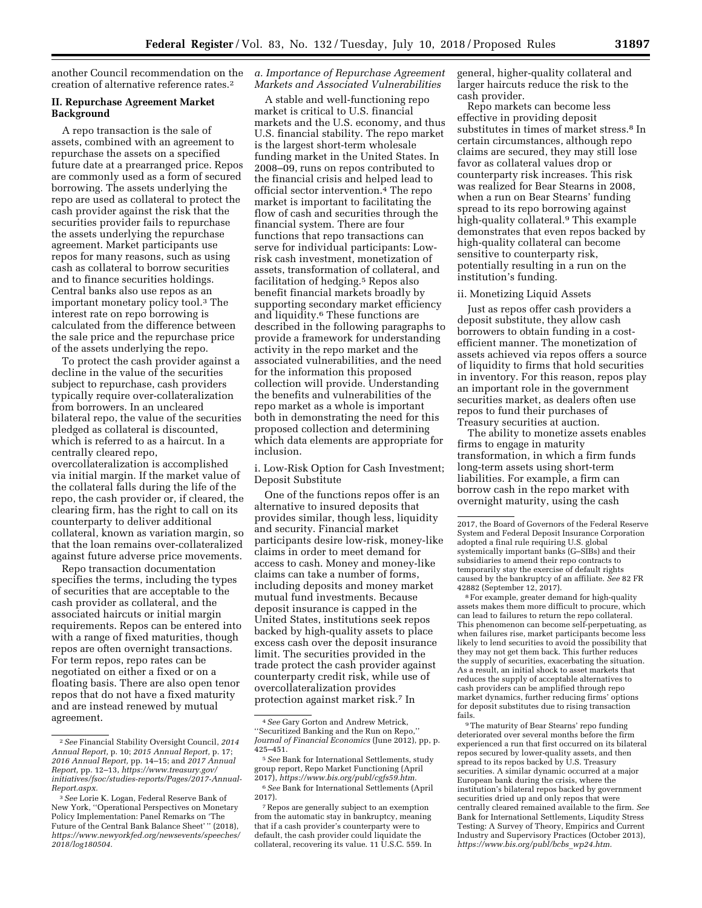another Council recommendation on the creation of alternative reference rates.[2]

## II. Repurchase Agreement Market Background

A repo transaction is the sale of assets, combined with an agreement to repurchase the assets on a specified future date at a prearranged price. Repos are commonly used as a form of secured borrowing. The assets underlying the repo are used as collateral to protect the cash provider against the risk that the securities provider fails to repurchase the assets underlying the repurchase agreement. Market participants use repos for many reasons, such as using cash as collateral to borrow securities and to finance securities holdings. Central banks also use repos as an important monetary policy tool.[3] The interest rate on repo borrowing is calculated from the difference between the sale price and the repurchase price of the assets underlying the repo.

To protect the cash provider against a decline in the value of the securities subject to repurchase, cash providers typically require over-collateralization from borrowers. In an uncleared bilateral repo, the value of the securities pledged as collateral is discounted, which is referred to as a haircut. In a centrally cleared repo, overcollateralization is accomplished via initial margin. If the market value of the collateral falls during the life of the repo, the cash provider or, if cleared, the clearing firm, has the right to call on its counterparty to deliver additional collateral, known as variation margin, so that the loan remains over-collateralized against future adverse price movements.

Repo transaction documentation specifies the terms, including the types of securities that are acceptable to the cash provider as collateral, and the associated haircuts or initial margin requirements. Repos can be entered into with a range of fixed maturities, though repos are often overnight transactions. For term repos, repo rates can be negotiated on either a fixed or on a floating basis. There are also open tenor repos that do not have a fixed maturity and are instead renewed by mutual agreement.

### *a. Importance of Repurchase Agreement Markets and Associated Vulnerabilities*

A stable and well-functioning repo market is critical to U.S. financial markets and the U.S. economy, and thus U.S. financial stability. The repo market is the largest short-term wholesale funding market in the United States. In 2008–09, runs on repos contributed to the financial crisis and helped lead to official sector intervention.[4] The repo market is important to facilitating the flow of cash and securities through the financial system. There are four functions that repo transactions can serve for individual participants: Low-risk cash investment, monetization of assets, transformation of collateral, and facilitation of hedging.[5] Repos also benefit financial markets broadly by supporting secondary market efficiency and liquidity.[6] These functions are described in the following paragraphs to provide a framework for understanding activity in the repo market and the associated vulnerabilities, and the need for the information this proposed collection will provide. Understanding the benefits and vulnerabilities of the repo market as a whole is important both in demonstrating the need for this proposed collection and determining which data elements are appropriate for inclusion.

#### i. Low-Risk Option for Cash Investment; Deposit Substitute

One of the functions repos offer is an alternative to insured deposits that provides similar, though less, liquidity and security. Financial market participants desire low-risk, money-like claims in order to meet demand for access to cash. Money and money-like claims can take a number of forms, including deposits and money market mutual fund investments. Because deposit insurance is capped in the United States, institutions seek repos backed by high-quality assets to place excess cash over the deposit insurance limit. The securities provided in the trade protect the cash provider against counterparty credit risk, while use of overcollateralization provides protection against market risk.[7] In general, higher-quality collateral and larger haircuts reduce the risk to the cash provider.

Repo markets can become less effective in providing deposit substitutes in times of market stress.[8] In certain circumstances, although repo claims are secured, they may still lose favor as collateral values drop or counterparty risk increases. This risk was realized for Bear Stearns in 2008, when a run on Bear Stearns' funding spread to its repo borrowing against high-quality collateral.[9] This example demonstrates that even repos backed by high-quality collateral can become sensitive to counterparty risk, potentially resulting in a run on the institution's funding.

#### ii. Monetizing Liquid Assets

Just as repos offer cash providers a deposit substitute, they allow cash borrowers to obtain funding in a cost-efficient manner. The monetization of assets achieved via repos offers a source of liquidity to firms that hold securities in inventory. For this reason, repos play an important role in the government securities market, as dealers often use repos to fund their purchases of Treasury securities at auction.

The ability to monetize assets enables firms to engage in maturity transformation, in which a firm funds long-term assets using short-term liabilities. For example, a firm can borrow cash in the repo market with overnight maturity, using the cash

---

[2] *See* Financial Stability Oversight Council, *2014 Annual Report,* p. 10; *2015 Annual Report,* p. 17; *2016 Annual Report,* pp. 14–15; and *2017 Annual Report,* pp. 12–13, *https://www.treasury.gov/initiatives/fsoc/studies-reports/Pages/2017-Annual-Report.aspx.*

[3] *See* Lorie K. Logan, Federal Reserve Bank of New York, ''Operational Perspectives on Monetary Policy Implementation: Panel Remarks on 'The Future of the Central Bank Balance Sheet' '' (2018), *https://www.newyorkfed.org/newsevents/speeches/2018/log180504.*

[4] *See* Gary Gorton and Andrew Metrick, ''Securitized Banking and the Run on Repo,'' *Journal of Financial Economics* (June 2012), pp, p. 425–451.

[5] *See* Bank for International Settlements, study group report, Repo Market Functioning (April 2017), *https://www.bis.org/publ/cgfs59.htm.*

[6] *See* Bank for International Settlements (April 2017).

[7] Repos are generally subject to an exemption from the automatic stay in bankruptcy, meaning that if a cash provider's counterparty were to default, the cash provider could liquidate the collateral, recovering its value. 11 U.S.C. 559. In 2017, the Board of Governors of the Federal Reserve System and Federal Deposit Insurance Corporation adopted a final rule requiring U.S. global systemically important banks (G–SIBs) and their subsidiaries to amend their repo contracts to temporarily stay the exercise of default rights caused by the bankruptcy of an affiliate. *See* 82 FR 42882 (September 12, 2017).

[8] For example, greater demand for high-quality assets makes them more difficult to procure, which can lead to failures to return the repo collateral. This phenomenon can become self-perpetuating, as when failures rise, market participants become less likely to lend securities to avoid the possibility that they may not get them back. This further reduces the supply of securities, exacerbating the situation. As a result, an initial shock to asset markets that reduces the supply of acceptable alternatives to cash providers can be amplified through repo market dynamics, further reducing firms' options for deposit substitutes due to rising transaction fails.

[9] The maturity of Bear Stearns' repo funding deteriorated over several months before the firm experienced a run that first occurred on its bilateral repos secured by lower-quality assets, and then spread to its repos backed by U.S. Treasury securities. A similar dynamic occurred at a major European bank during the crisis, where the institution's bilateral repos backed by government securities dried up and only repos that were centrally cleared remained available to the firm. *See* Bank for International Settlements, Liqudity Stress Testing: A Survey of Theory, Empirics and Current Industry and Supervisory Practices (October 2013), *https://www.bis.org/publ/bcbs_wp24.htm.*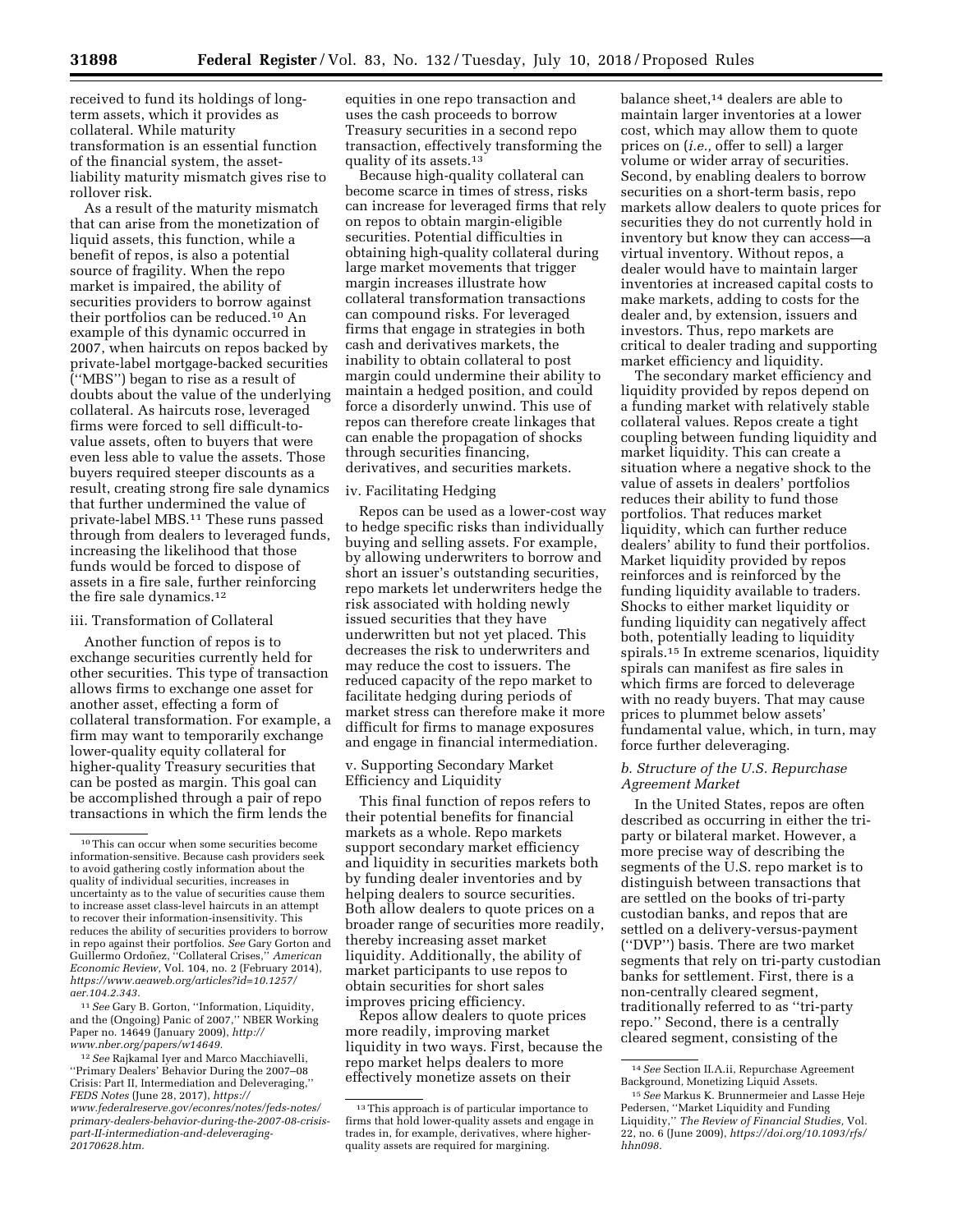received to fund its holdings of long-term assets, which it provides as collateral. While maturity transformation is an essential function of the financial system, the asset-liability maturity mismatch gives rise to rollover risk.

As a result of the maturity mismatch that can arise from the monetization of liquid assets, this function, while a benefit of repos, is also a potential source of fragility. When the repo market is impaired, the ability of securities providers to borrow against their portfolios can be reduced.[10] An example of this dynamic occurred in 2007, when haircuts on repos backed by private-label mortgage-backed securities (''MBS'') began to rise as a result of doubts about the value of the underlying collateral. As haircuts rose, leveraged firms were forced to sell difficult-to-value assets, often to buyers that were even less able to value the assets. Those buyers required steeper discounts as a result, creating strong fire sale dynamics that further undermined the value of private-label MBS.[11] These runs passed through from dealers to leveraged funds, increasing the likelihood that those funds would be forced to dispose of assets in a fire sale, further reinforcing the fire sale dynamics.[12]

### iii. Transformation of Collateral

Another function of repos is to exchange securities currently held for other securities. This type of transaction allows firms to exchange one asset for another asset, effecting a form of collateral transformation. For example, a firm may want to temporarily exchange lower-quality equity collateral for higher-quality Treasury securities that can be posted as margin. This goal can be accomplished through a pair of repo transactions in which the firm lends the equities in one repo transaction and uses the cash proceeds to borrow Treasury securities in a second repo transaction, effectively transforming the quality of its assets.[13]

Because high-quality collateral can become scarce in times of stress, risks can increase for leveraged firms that rely on repos to obtain margin-eligible securities. Potential difficulties in obtaining high-quality collateral during large market movements that trigger margin increases illustrate how collateral transformation transactions can compound risks. For leveraged firms that engage in strategies in both cash and derivatives markets, the inability to obtain collateral to post margin could undermine their ability to maintain a hedged position, and could force a disorderly unwind. This use of repos can therefore create linkages that can enable the propagation of shocks through securities financing, derivatives, and securities markets.

### iv. Facilitating Hedging

Repos can be used as a lower-cost way to hedge specific risks than individually buying and selling assets. For example, by allowing underwriters to borrow and short an issuer's outstanding securities, repo markets let underwriters hedge the risk associated with holding newly issued securities that they have underwritten but not yet placed. This decreases the risk to underwriters and may reduce the cost to issuers. The reduced capacity of the repo market to facilitate hedging during periods of market stress can therefore make it more difficult for firms to manage exposures and engage in financial intermediation.

### v. Supporting Secondary Market Efficiency and Liquidity

This final function of repos refers to their potential benefits for financial markets as a whole. Repo markets support secondary market efficiency and liquidity in securities markets both by funding dealer inventories and by helping dealers to source securities. Both allow dealers to quote prices on a broader range of securities more readily, thereby increasing asset market liquidity. Additionally, the ability of market participants to use repos to obtain securities for short sales improves pricing efficiency.

Repos allow dealers to quote prices more readily, improving market liquidity in two ways. First, because the repo market helps dealers to more effectively monetize assets on their balance sheet,[14] dealers are able to maintain larger inventories at a lower cost, which may allow them to quote prices on (*i.e.,* offer to sell) a larger volume or wider array of securities. Second, by enabling dealers to borrow securities on a short-term basis, repo markets allow dealers to quote prices for securities they do not currently hold in inventory but know they can access—a virtual inventory. Without repos, a dealer would have to maintain larger inventories at increased capital costs to make markets, adding to costs for the dealer and, by extension, issuers and investors. Thus, repo markets are critical to dealer trading and supporting market efficiency and liquidity.

The secondary market efficiency and liquidity provided by repos depend on a funding market with relatively stable collateral values. Repos create a tight coupling between funding liquidity and market liquidity. This can create a situation where a negative shock to the value of assets in dealers' portfolios reduces their ability to fund those portfolios. That reduces market liquidity, which can further reduce dealers' ability to fund their portfolios. Market liquidity provided by repos reinforces and is reinforced by the funding liquidity available to traders. Shocks to either market liquidity or funding liquidity can negatively affect both, potentially leading to liquidity spirals.[15] In extreme scenarios, liquidity spirals can manifest as fire sales in which firms are forced to deleverage with no ready buyers. That may cause prices to plummet below assets' fundamental value, which, in turn, may force further deleveraging.

## *b. Structure of the U.S. Repurchase Agreement Market*

In the United States, repos are often described as occurring in either the tri-party or bilateral market. However, a more precise way of describing the segments of the U.S. repo market is to distinguish between transactions that are settled on the books of tri-party custodian banks, and repos that are settled on a delivery-versus-payment (''DVP'') basis. There are two market segments that rely on tri-party custodian banks for settlement. First, there is a non-centrally cleared segment, traditionally referred to as ''tri-party repo.'' Second, there is a centrally cleared segment, consisting of the

---

[10] This can occur when some securities become information-sensitive. Because cash providers seek to avoid gathering costly information about the quality of individual securities, increases in uncertainty as to the value of securities cause them to increase asset class-level haircuts in an attempt to recover their information-insensitivity. This reduces the ability of securities providers to borrow in repo against their portfolios. *See* Gary Gorton and Guillermo Ordoñez, ''Collateral Crises,'' *American Economic Review,* Vol. 104, no. 2 (February 2014), *https://www.aeaweb.org/articles?id=10.1257/aer.104.2.343.*

[11] *See* Gary B. Gorton, ''Information, Liquidity, and the (Ongoing) Panic of 2007,'' NBER Working Paper no. 14649 (January 2009), *http://www.nber.org/papers/w14649.*

[12] *See* Rajkamal Iyer and Marco Macchiavelli, ''Primary Dealers' Behavior During the 2007–08 Crisis: Part II, Intermediation and Deleveraging,'' *FEDS Notes* (June 28, 2017), *https://www.federalreserve.gov/econres/notes/feds-notes/primary-dealers-behavior-during-the-2007-08-crisis-part-II-intermediation-and-deleveraging-20170628.htm.*

[13] This approach is of particular importance to firms that hold lower-quality assets and engage in trades in, for example, derivatives, where higher-quality assets are required for margining.

[14] *See* Section II.A.ii, Repurchase Agreement Background, Monetizing Liquid Assets.

[15] *See* Markus K. Brunnermeier and Lasse Heje Pedersen, ''Market Liquidity and Funding Liquidity,'' *The Review of Financial Studies,* Vol. 22, no. 6 (June 2009), *https://doi.org/10.1093/rfs/hhn098.*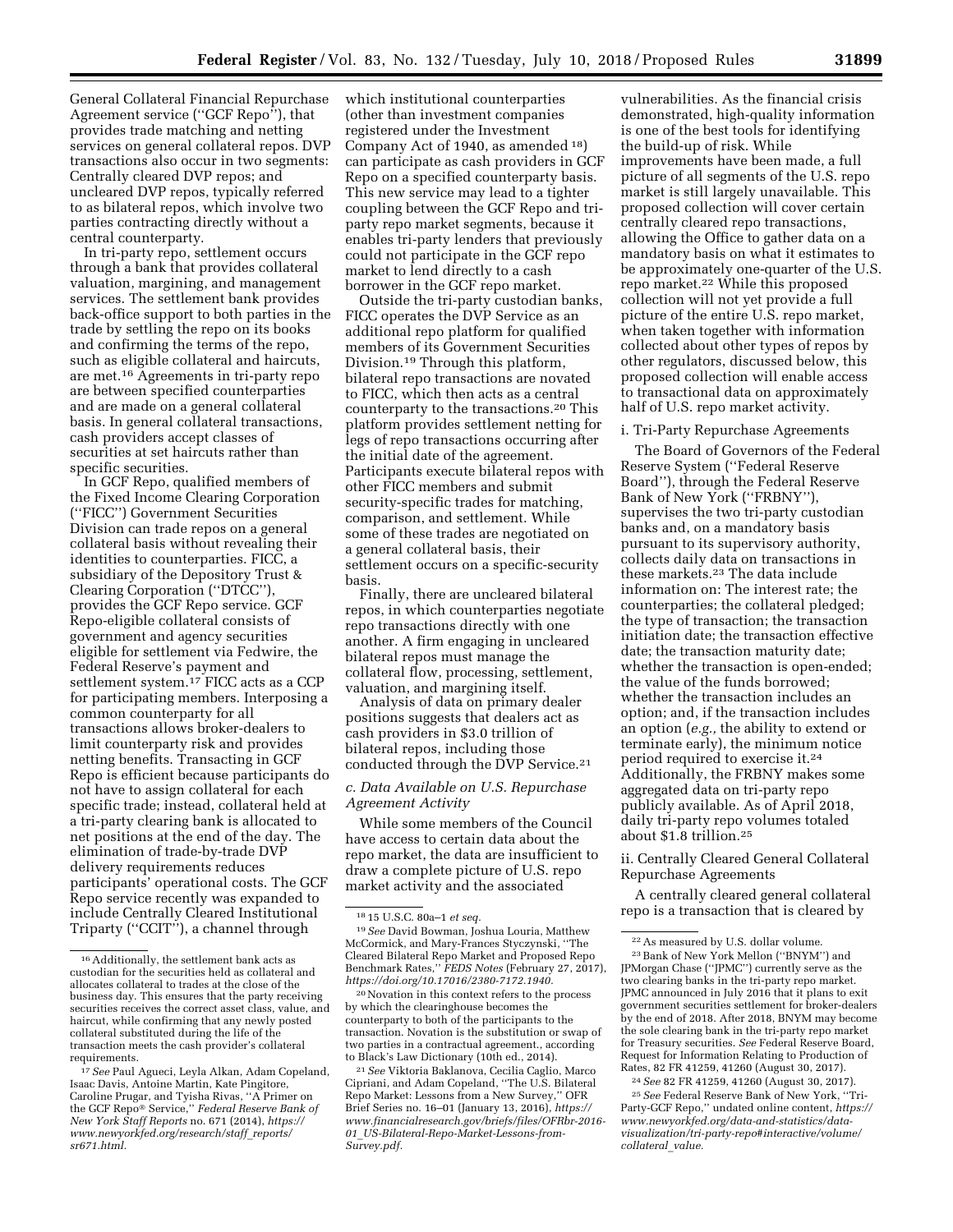General Collateral Financial Repurchase Agreement service (''GCF Repo''), that provides trade matching and netting services on general collateral repos. DVP transactions also occur in two segments: Centrally cleared DVP repos; and uncleared DVP repos, typically referred to as bilateral repos, which involve two parties contracting directly without a central counterparty.

In tri-party repo, settlement occurs through a bank that provides collateral valuation, margining, and management services. The settlement bank provides back-office support to both parties in the trade by settling the repo on its books and confirming the terms of the repo, such as eligible collateral and haircuts, are met.[16] Agreements in tri-party repo are between specified counterparties and are made on a general collateral basis. In general collateral transactions, cash providers accept classes of securities at set haircuts rather than specific securities.

In GCF Repo, qualified members of the Fixed Income Clearing Corporation (''FICC'') Government Securities Division can trade repos on a general collateral basis without revealing their identities to counterparties. FICC, a subsidiary of the Depository Trust & Clearing Corporation (''DTCC''), provides the GCF Repo service. GCF Repo-eligible collateral consists of government and agency securities eligible for settlement via Fedwire, the Federal Reserve's payment and settlement system.[17] FICC acts as a CCP for participating members. Interposing a common counterparty for all transactions allows broker-dealers to limit counterparty risk and provides netting benefits. Transacting in GCF Repo is efficient because participants do not have to assign collateral for each specific trade; instead, collateral held at a tri-party clearing bank is allocated to net positions at the end of the day. The elimination of trade-by-trade DVP delivery requirements reduces participants' operational costs. The GCF Repo service recently was expanded to include Centrally Cleared Institutional Triparty (''CCIT''), a channel through which institutional counterparties (other than investment companies registered under the Investment Company Act of 1940, as amended [18]) can participate as cash providers in GCF Repo on a specified counterparty basis. This new service may lead to a tighter coupling between the GCF Repo and tri-party repo market segments, because it enables tri-party lenders that previously could not participate in the GCF repo market to lend directly to a cash borrower in the GCF repo market.

Outside the tri-party custodian banks, FICC operates the DVP Service as an additional repo platform for qualified members of its Government Securities Division.[19] Through this platform, bilateral repo transactions are novated to FICC, which then acts as a central counterparty to the transactions.[20] This platform provides settlement netting for legs of repo transactions occurring after the initial date of the agreement. Participants execute bilateral repos with other FICC members and submit security-specific trades for matching, comparison, and settlement. While some of these trades are negotiated on a general collateral basis, their settlement occurs on a specific-security basis.

Finally, there are uncleared bilateral repos, in which counterparties negotiate repo transactions directly with one another. A firm engaging in uncleared bilateral repos must manage the collateral flow, processing, settlement, valuation, and margining itself.

Analysis of data on primary dealer positions suggests that dealers act as cash providers in $3.0 trillion of bilateral repos, including those conducted through the DVP Service.[21]

### *c. Data Available on U.S. Repurchase Agreement Activity*

While some members of the Council have access to certain data about the repo market, the data are insufficient to draw a complete picture of U.S. repo market activity and the associated vulnerabilities. As the financial crisis demonstrated, high-quality information is one of the best tools for identifying the build-up of risk. While improvements have been made, a full picture of all segments of the U.S. repo market is still largely unavailable. This proposed collection will cover certain centrally cleared repo transactions, allowing the Office to gather data on a mandatory basis on what it estimates to be approximately one-quarter of the U.S. repo market.[22] While this proposed collection will not yet provide a full picture of the entire U.S. repo market, when taken together with information collected about other types of repos by other regulators, discussed below, this proposed collection will enable access to transactional data on approximately half of U.S. repo market activity.

#### i. Tri-Party Repurchase Agreements

The Board of Governors of the Federal Reserve System (''Federal Reserve Board''), through the Federal Reserve Bank of New York (''FRBNY''), supervises the two tri-party custodian banks and, on a mandatory basis pursuant to its supervisory authority, collects daily data on transactions in these markets.[23] The data include information on: The interest rate; the counterparties; the collateral pledged; the type of transaction; the transaction initiation date; the transaction effective date; the transaction maturity date; whether the transaction is open-ended; the value of the funds borrowed; whether the transaction includes an option; and, if the transaction includes an option (*e.g.,* the ability to extend or terminate early), the minimum notice period required to exercise it.[24] Additionally, the FRBNY makes some aggregated data on tri-party repo publicly available. As of April 2018, daily tri-party repo volumes totaled about $1.8 trillion.[25]

#### ii. Centrally Cleared General Collateral Repurchase Agreements

A centrally cleared general collateral repo is a transaction that is cleared by

---

[16] Additionally, the settlement bank acts as custodian for the securities held as collateral and allocates collateral to trades at the close of the business day. This ensures that the party receiving securities receives the correct asset class, value, and haircut, while confirming that any newly posted collateral substituted during the life of the transaction meets the cash provider's collateral requirements.

[17] *See* Paul Agueci, Leyla Alkan, Adam Copeland, Isaac Davis, Antoine Martin, Kate Pingitore, Caroline Prugar, and Tyisha Rivas, ''A Primer on the GCF Repo® Service,'' *Federal Reserve Bank of New York Staff Reports* no. 671 (2014), *https://www.newyorkfed.org/research/staff_reports/sr671.html.*

[18] 15 U.S.C. 80a–1 *et seq.*

[19] *See* David Bowman, Joshua Louria, Matthew McCormick, and Mary-Frances Styczynski, ''The Cleared Bilateral Repo Market and Proposed Repo Benchmark Rates,'' *FEDS Notes* (February 27, 2017), *https://doi.org/10.17016/2380-7172.1940.*

[20] Novation in this context refers to the process by which the clearinghouse becomes the counterparty to both of the participants to the transaction. Novation is the substitution or swap of two parties in a contractual agreement., according to Black's Law Dictionary (10th ed., 2014).

[21] *See* Viktoria Baklanova, Cecilia Caglio, Marco Cipriani, and Adam Copeland, ''The U.S. Bilateral Repo Market: Lessons from a New Survey,'' OFR Brief Series no. 16–01 (January 13, 2016), *https://www.financialresearch.gov/briefs/files/OFRbr-2016-01_US-Bilateral-Repo-Market-Lessons-from-Survey.pdf.*

[22] As measured by U.S. dollar volume.

[23] Bank of New York Mellon (''BNYM'') and JPMorgan Chase (''JPMC'') currently serve as the two clearing banks in the tri-party repo market. JPMC announced in July 2016 that it plans to exit government securities settlement for broker-dealers by the end of 2018. After 2018, BNYM may become the sole clearing bank in the tri-party repo market for Treasury securities. *See* Federal Reserve Board, Request for Information Relating to Production of Rates, 82 FR 41259, 41260 (August 30, 2017).

[24] *See* 82 FR 41259, 41260 (August 30, 2017).

[25] *See* Federal Reserve Bank of New York, ''Tri-Party-GCF Repo,'' undated online content, *https://www.newyorkfed.org/data-and-statistics/data-visualization/tri-party-repo#interactive/volume/collateral_value.*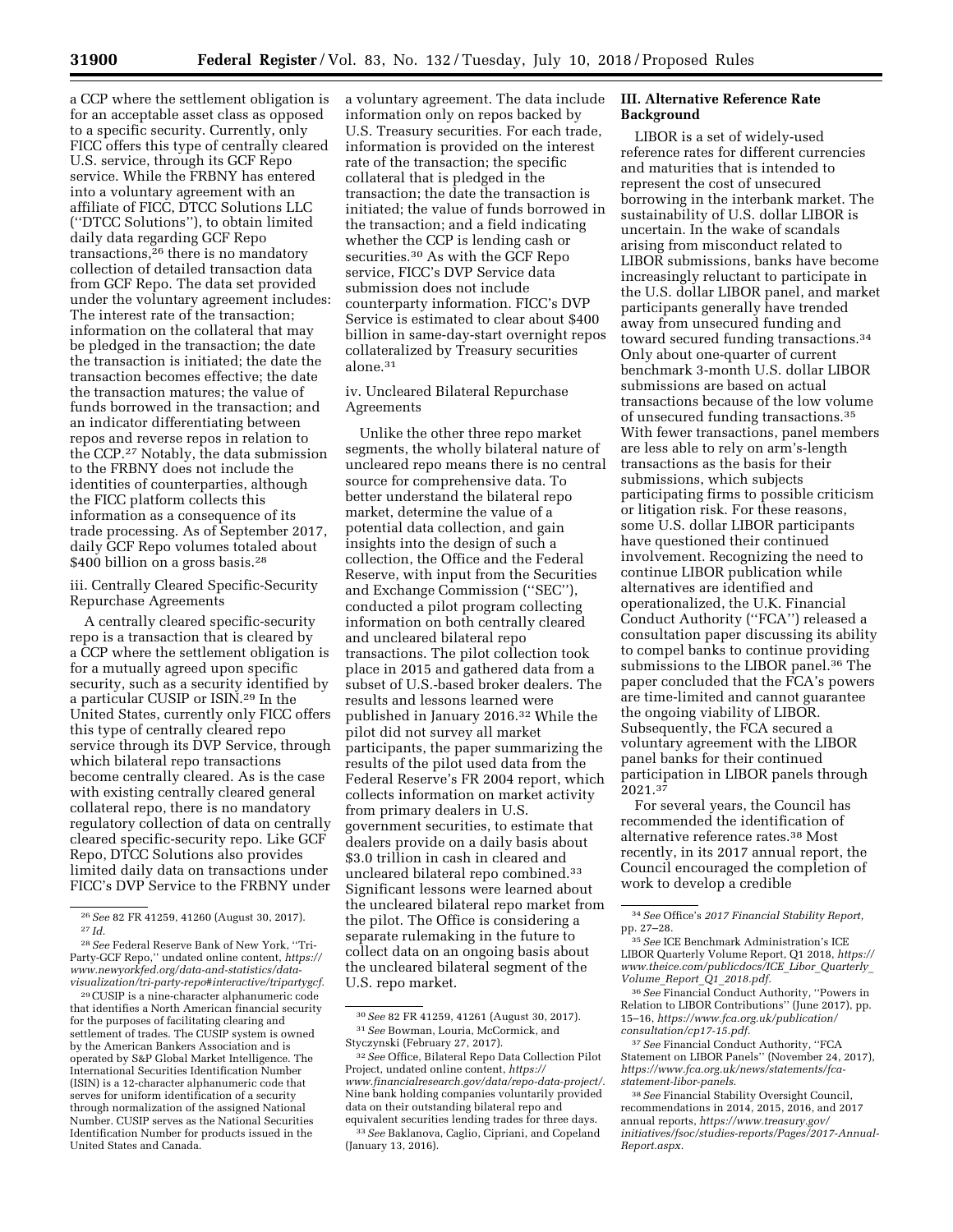a CCP where the settlement obligation is for an acceptable asset class as opposed to a specific security. Currently, only FICC offers this type of centrally cleared U.S. service, through its GCF Repo service. While the FRBNY has entered into a voluntary agreement with an affiliate of FICC, DTCC Solutions LLC (''DTCC Solutions''), to obtain limited daily data regarding GCF Repo transactions,[26] there is no mandatory collection of detailed transaction data from GCF Repo. The data set provided under the voluntary agreement includes: The interest rate of the transaction; information on the collateral that may be pledged in the transaction; the date the transaction is initiated; the date the transaction becomes effective; the date the transaction matures; the value of funds borrowed in the transaction; and an indicator differentiating between repos and reverse repos in relation to the CCP.[27] Notably, the data submission to the FRBNY does not include the identities of counterparties, although the FICC platform collects this information as a consequence of its trade processing. As of September 2017, daily GCF Repo volumes totaled about $400 billion on a gross basis.[28]

iii. Centrally Cleared Specific-Security Repurchase Agreements

A centrally cleared specific-security repo is a transaction that is cleared by a CCP where the settlement obligation is for a mutually agreed upon specific security, such as a security identified by a particular CUSIP or ISIN.[29] In the United States, currently only FICC offers this type of centrally cleared repo service through its DVP Service, through which bilateral repo transactions become centrally cleared. As is the case with existing centrally cleared general collateral repo, there is no mandatory regulatory collection of data on centrally cleared specific-security repo. Like GCF Repo, DTCC Solutions also provides limited daily data on transactions under FICC's DVP Service to the FRBNY under a voluntary agreement. The data include information only on repos backed by U.S. Treasury securities. For each trade, information is provided on the interest rate of the transaction; the specific collateral that is pledged in the transaction; the date the transaction is initiated; the value of funds borrowed in the transaction; and a field indicating whether the CCP is lending cash or securities.[30] As with the GCF Repo service, FICC's DVP Service data submission does not include counterparty information. FICC's DVP Service is estimated to clear about $400 billion in same-day-start overnight repos collateralized by Treasury securities alone.[31]

iv. Uncleared Bilateral Repurchase Agreements

Unlike the other three repo market segments, the wholly bilateral nature of uncleared repo means there is no central source for comprehensive data. To better understand the bilateral repo market, determine the value of a potential data collection, and gain insights into the design of such a collection, the Office and the Federal Reserve, with input from the Securities and Exchange Commission (''SEC''), conducted a pilot program collecting information on both centrally cleared and uncleared bilateral repo transactions. The pilot collection took place in 2015 and gathered data from a subset of U.S.-based broker dealers. The results and lessons learned were published in January 2016.[32] While the pilot did not survey all market participants, the paper summarizing the results of the pilot used data from the Federal Reserve's FR 2004 report, which collects information on market activity from primary dealers in U.S. government securities, to estimate that dealers provide on a daily basis about $3.0 trillion in cash in cleared and uncleared bilateral repo combined.[33] Significant lessons were learned about the uncleared bilateral repo market from the pilot. The Office is considering a separate rulemaking in the future to collect data on an ongoing basis about the uncleared bilateral segment of the U.S. repo market.

## III. Alternative Reference Rate Background

LIBOR is a set of widely-used reference rates for different currencies and maturities that is intended to represent the cost of unsecured borrowing in the interbank market. The sustainability of U.S. dollar LIBOR is uncertain. In the wake of scandals arising from misconduct related to LIBOR submissions, banks have become increasingly reluctant to participate in the U.S. dollar LIBOR panel, and market participants generally have trended away from unsecured funding and toward secured funding transactions.[34] Only about one-quarter of current benchmark 3-month U.S. dollar LIBOR submissions are based on actual transactions because of the low volume of unsecured funding transactions.[35] With fewer transactions, panel members are less able to rely on arm's-length transactions as the basis for their submissions, which subjects participating firms to possible criticism or litigation risk. For these reasons, some U.S. dollar LIBOR participants have questioned their continued involvement. Recognizing the need to continue LIBOR publication while alternatives are identified and operationalized, the U.K. Financial Conduct Authority (''FCA'') released a consultation paper discussing its ability to compel banks to continue providing submissions to the LIBOR panel.[36] The paper concluded that the FCA's powers are time-limited and cannot guarantee the ongoing viability of LIBOR. Subsequently, the FCA secured a voluntary agreement with the LIBOR panel banks for their continued participation in LIBOR panels through 2021.[37]

For several years, the Council has recommended the identification of alternative reference rates.[38] Most recently, in its 2017 annual report, the Council encouraged the completion of work to develop a credible

---

[26] *See* 82 FR 41259, 41260 (August 30, 2017).

[27] *Id.*

[28] *See* Federal Reserve Bank of New York, ''Tri-Party-GCF Repo,'' undated online content, *https://www.newyorkfed.org/data-and-statistics/data-visualization/tri-party-repo#interactive/tripartygcf.*

[29] CUSIP is a nine-character alphanumeric code that identifies a North American financial security for the purposes of facilitating clearing and settlement of trades. The CUSIP system is owned by the American Bankers Association and is operated by S&P Global Market Intelligence. The International Securities Identification Number (ISIN) is a 12-character alphanumeric code that serves for uniform identification of a security through normalization of the assigned National Number. CUSIP serves as the National Securities Identification Number for products issued in the United States and Canada.

[30] *See* 82 FR 41259, 41261 (August 30, 2017).

[31] *See* Bowman, Louria, McCormick, and Styczynski (February 27, 2017).

[32] *See* Office, Bilateral Repo Data Collection Pilot Project, undated online content, *https://www.financialresearch.gov/data/repo-data-project/.* Nine bank holding companies voluntarily provided data on their outstanding bilateral repo and equivalent securities lending trades for three days.

[33] *See* Baklanova, Caglio, Cipriani, and Copeland (January 13, 2016).

[34] *See* Office's *2017 Financial Stability Report,* pp. 27–28.

[35] *See* ICE Benchmark Administration's ICE LIBOR Quarterly Volume Report, Q1 2018, *https://www.theice.com/publicdocs/ICE_Libor_Quarterly_Volume_Report_Q1_2018.pdf.*

[36] *See* Financial Conduct Authority, ''Powers in Relation to LIBOR Contributions'' (June 2017), pp. 15–16, *https://www.fca.org.uk/publication/consultation/cp17-15.pdf.*

[37] *See* Financial Conduct Authority, ''FCA Statement on LIBOR Panels'' (November 24, 2017), *https://www.fca.org.uk/news/statements/fca-statement-libor-panels.*

[38] *See* Financial Stability Oversight Council, recommendations in 2014, 2015, 2016, and 2017 annual reports, *https://www.treasury.gov/initiatives/fsoc/studies-reports/Pages/2017-Annual-Report.aspx.*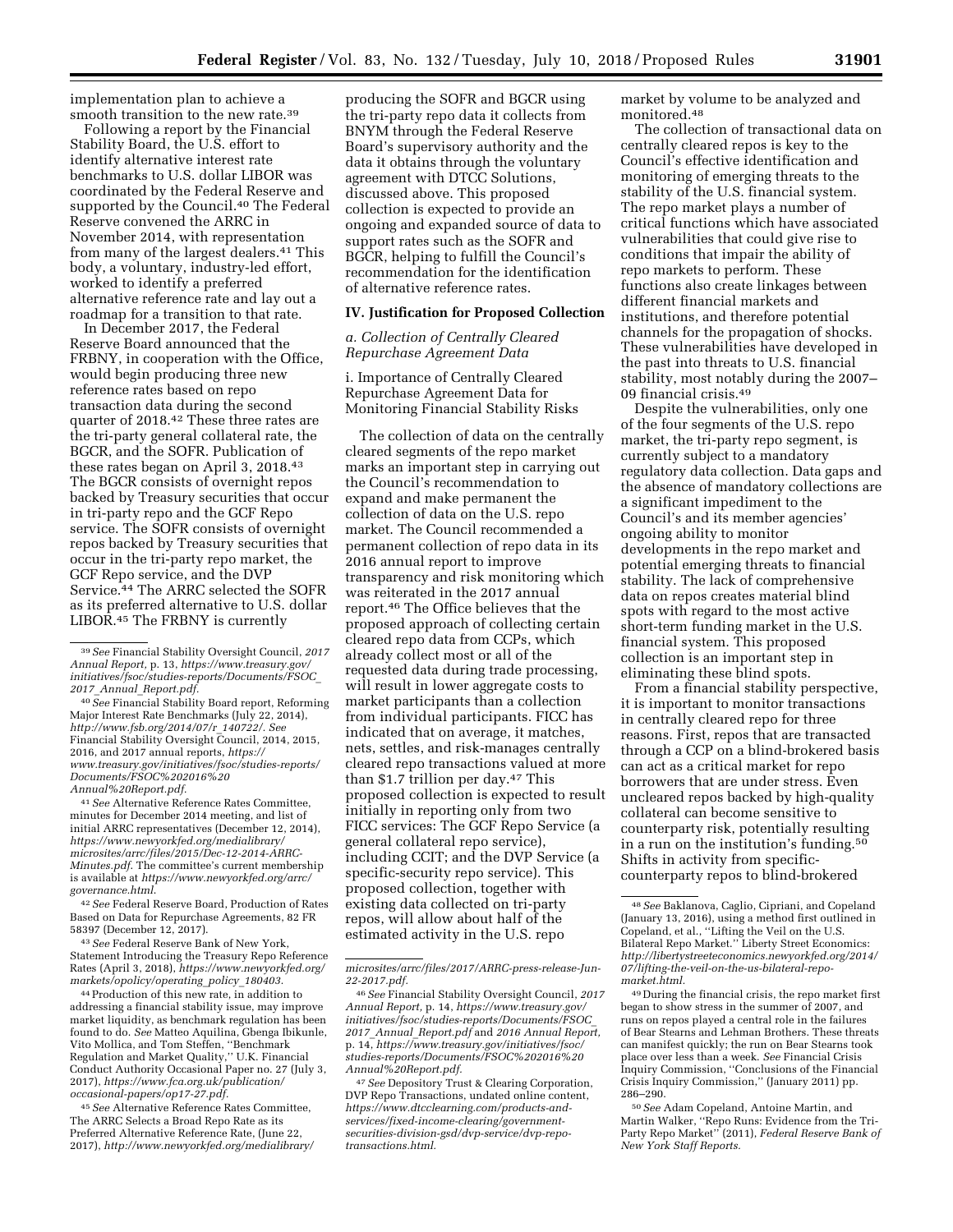implementation plan to achieve a smooth transition to the new rate.[39]

Following a report by the Financial Stability Board, the U.S. effort to identify alternative interest rate benchmarks to U.S. dollar LIBOR was coordinated by the Federal Reserve and supported by the Council.[40] The Federal Reserve convened the ARRC in November 2014, with representation from many of the largest dealers.[41] This body, a voluntary, industry-led effort, worked to identify a preferred alternative reference rate and lay out a roadmap for a transition to that rate.

In December 2017, the Federal Reserve Board announced that the FRBNY, in cooperation with the Office, would begin producing three new reference rates based on repo transaction data during the second quarter of 2018.[42] These three rates are the tri-party general collateral rate, the BGCR, and the SOFR. Publication of these rates began on April 3, 2018.[43] The BGCR consists of overnight repos backed by Treasury securities that occur in tri-party repo and the GCF Repo service. The SOFR consists of overnight repos backed by Treasury securities that occur in the tri-party repo market, the GCF Repo service, and the DVP Service.[44] The ARRC selected the SOFR as its preferred alternative to U.S. dollar LIBOR.[45] The FRBNY is currently producing the SOFR and BGCR using the tri-party repo data it collects from BNYM through the Federal Reserve Board's supervisory authority and the data it obtains through the voluntary agreement with DTCC Solutions, discussed above. This proposed collection is expected to provide an ongoing and expanded source of data to support rates such as the SOFR and BGCR, helping to fulfill the Council's recommendation for the identification of alternative reference rates.

## IV. Justification for Proposed Collection

### *a. Collection of Centrally Cleared Repurchase Agreement Data*

#### i. Importance of Centrally Cleared Repurchase Agreement Data for Monitoring Financial Stability Risks

The collection of data on the centrally cleared segments of the repo market marks an important step in carrying out the Council's recommendation to expand and make permanent the collection of data on the U.S. repo market. The Council recommended a permanent collection of repo data in its 2016 annual report to improve transparency and risk monitoring which was reiterated in the 2017 annual report.[46] The Office believes that the proposed approach of collecting certain cleared repo data from CCPs, which already collect most or all of the requested data during trade processing, will result in lower aggregate costs to market participants than a collection from individual participants. FICC has indicated that on average, it matches, nets, settles, and risk-manages centrally cleared repo transactions valued at more than $1.7 trillion per day.[47] This proposed collection is expected to result initially in reporting only from two FICC services: The GCF Repo Service (a general collateral repo service), including CCIT; and the DVP Service (a specific-security repo service). This proposed collection, together with existing data collected on tri-party repos, will allow about half of the estimated activity in the U.S. repo market by volume to be analyzed and monitored.[48]

The collection of transactional data on centrally cleared repos is key to the Council's effective identification and monitoring of emerging threats to the stability of the U.S. financial system. The repo market plays a number of critical functions which have associated vulnerabilities that could give rise to conditions that impair the ability of repo markets to perform. These functions also create linkages between different financial markets and institutions, and therefore potential channels for the propagation of shocks. These vulnerabilities have developed in the past into threats to U.S. financial stability, most notably during the 2007–09 financial crisis.[49]

Despite the vulnerabilities, only one of the four segments of the U.S. repo market, the tri-party repo segment, is currently subject to a mandatory regulatory data collection. Data gaps and the absence of mandatory collections are a significant impediment to the Council's and its member agencies' ongoing ability to monitor developments in the repo market and potential emerging threats to financial stability. The lack of comprehensive data on repos creates material blind spots with regard to the most active short-term funding market in the U.S. financial system. This proposed collection is an important step in eliminating these blind spots.

From a financial stability perspective, it is important to monitor transactions in centrally cleared repo for three reasons. First, repos that are transacted through a CCP on a blind-brokered basis can act as a critical market for repo borrowers that are under stress. Even uncleared repos backed by high-quality collateral can become sensitive to counterparty risk, potentially resulting in a run on the institution's funding.[50] Shifts in activity from specific-counterparty repos to blind-brokered

---

[39] *See* Financial Stability Oversight Council, *2017 Annual Report,* p. 13, *https://www.treasury.gov/initiatives/fsoc/studies-reports/Documents/FSOC_2017_Annual_Report.pdf.*

[40] *See* Financial Stability Board report, Reforming Major Interest Rate Benchmarks (July 22, 2014), *http://www.fsb.org/2014/07/r_140722/. See* Financial Stability Oversight Council, 2014, 2015, 2016, and 2017 annual reports, *https://www.treasury.gov/initiatives/fsoc/studies-reports/Documents/FSOC%202016%20Annual%20Report.pdf.*

[41] *See* Alternative Reference Rates Committee, minutes for December 2014 meeting, and list of initial ARRC representatives (December 12, 2014), *https://www.newyorkfed.org/medialibrary/microsites/arrc/files/2015/Dec-12-2014-ARRC-Minutes.pdf.* The committee's current membership is available at *https://www.newyorkfed.org/arrc/governance.html.*

[42] *See* Federal Reserve Board, Production of Rates Based on Data for Repurchase Agreements, 82 FR 58397 (December 12, 2017).

[43] *See* Federal Reserve Bank of New York, Statement Introducing the Treasury Repo Reference Rates (April 3, 2018), *https://www.newyorkfed.org/markets/opolicy/operating_policy_180403.*

[44] Production of this new rate, in addition to addressing a financial stability issue, may improve market liquidity, as benchmark regulation has been found to do. *See* Matteo Aquilina, Gbenga Ibikunle, Vito Mollica, and Tom Steffen, "Benchmark Regulation and Market Quality," U.K. Financial Conduct Authority Occasional Paper no. 27 (July 3, 2017), *https://www.fca.org.uk/publication/occasional-papers/op17-27.pdf.*

[45] *See* Alternative Reference Rates Committee, The ARRC Selects a Broad Repo Rate as its Preferred Alternative Reference Rate, (June 22, 2017), *http://www.newyorkfed.org/medialibrary/microsites/arrc/files/2017/ARRC-press-release-Jun-22-2017.pdf.*

[46] *See* Financial Stability Oversight Council, *2017 Annual Report,* p. 14, *https://www.treasury.gov/initiatives/fsoc/studies-reports/Documents/FSOC_2017_Annual_Report.pdf* and *2016 Annual Report,* p. 14, *https://www.treasury.gov/initiatives/fsoc/studies-reports/Documents/FSOC%202016%20Annual%20Report.pdf.*

[47] *See* Depository Trust & Clearing Corporation, DVP Repo Transactions, undated online content, *https://www.dtcclearning.com/products-and-services/fixed-income-clearing/government-securities-division-gsd/dvp-service/dvp-repo-transactions.html.*

[48] *See* Baklanova, Caglio, Cipriani, and Copeland (January 13, 2016), using a method first outlined in Copeland, et al., "Lifting the Veil on the U.S. Bilateral Repo Market." Liberty Street Economics: *http://libertystreeteconomics.newyorkfed.org/2014/07/lifting-the-veil-on-the-us-bilateral-repo-market.html.*

[49] During the financial crisis, the repo market first began to show stress in the summer of 2007, and runs on repos played a central role in the failures of Bear Stearns and Lehman Brothers. These threats can manifest quickly; the run on Bear Stearns took place over less than a week. *See* Financial Crisis Inquiry Commission, "Conclusions of the Financial Crisis Inquiry Commission," (January 2011) pp. 286–290.

[50] *See* Adam Copeland, Antoine Martin, and Martin Walker, "Repo Runs: Evidence from the Tri-Party Repo Market" (2011), *Federal Reserve Bank of New York Staff Reports.*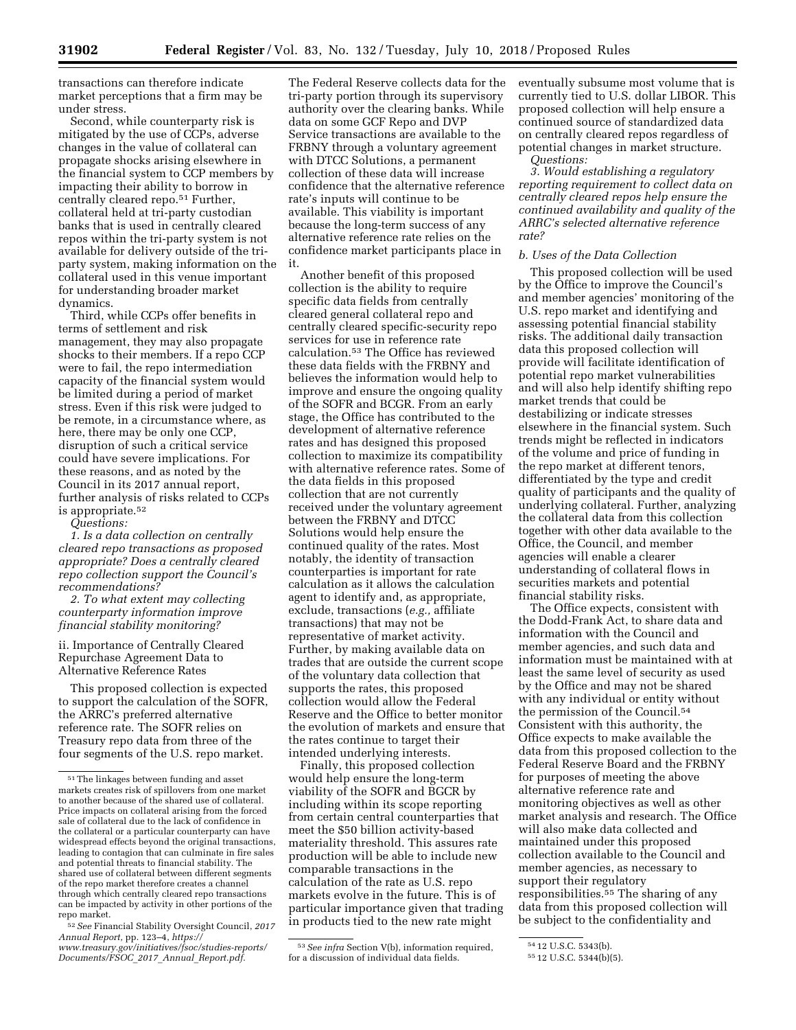transactions can therefore indicate market perceptions that a firm may be under stress.

Second, while counterparty risk is mitigated by the use of CCPs, adverse changes in the value of collateral can propagate shocks arising elsewhere in the financial system to CCP members by impacting their ability to borrow in centrally cleared repo.[51] Further, collateral held at tri-party custodian banks that is used in centrally cleared repos within the tri-party system is not available for delivery outside of the tri-party system, making information on the collateral used in this venue important for understanding broader market dynamics.

Third, while CCPs offer benefits in terms of settlement and risk management, they may also propagate shocks to their members. If a repo CCP were to fail, the repo intermediation capacity of the financial system would be limited during a period of market stress. Even if this risk were judged to be remote, in a circumstance where, as here, there may be only one CCP, disruption of such a critical service could have severe implications. For these reasons, and as noted by the Council in its 2017 annual report, further analysis of risks related to CCPs is appropriate.[52]

*Questions:*

*1. Is a data collection on centrally cleared repo transactions as proposed appropriate? Does a centrally cleared repo collection support the Council's recommendations?*

*2. To what extent may collecting counterparty information improve financial stability monitoring?*

ii. Importance of Centrally Cleared Repurchase Agreement Data to Alternative Reference Rates

This proposed collection is expected to support the calculation of the SOFR, the ARRC's preferred alternative reference rate. The SOFR relies on Treasury repo data from three of the four segments of the U.S. repo market. The Federal Reserve collects data for the tri-party portion through its supervisory authority over the clearing banks. While data on some GCF Repo and DVP Service transactions are available to the FRBNY through a voluntary agreement with DTCC Solutions, a permanent collection of these data will increase confidence that the alternative reference rate's inputs will continue to be available. This viability is important because the long-term success of any alternative reference rate relies on the confidence market participants place in it.

Another benefit of this proposed collection is the ability to require specific data fields from centrally cleared general collateral repo and centrally cleared specific-security repo services for use in reference rate calculation.[53] The Office has reviewed these data fields with the FRBNY and believes the information would help to improve and ensure the ongoing quality of the SOFR and BCGR. From an early stage, the Office has contributed to the development of alternative reference rates and has designed this proposed collection to maximize its compatibility with alternative reference rates. Some of the data fields in this proposed collection that are not currently received under the voluntary agreement between the FRBNY and DTCC Solutions would help ensure the continued quality of the rates. Most notably, the identity of transaction counterparties is important for rate calculation as it allows the calculation agent to identify and, as appropriate, exclude, transactions (*e.g.,* affiliate transactions) that may not be representative of market activity. Further, by making available data on trades that are outside the current scope of the voluntary data collection that supports the rates, this proposed collection would allow the Federal Reserve and the Office to better monitor the evolution of markets and ensure that the rates continue to target their intended underlying interests.

Finally, this proposed collection would help ensure the long-term viability of the SOFR and BGCR by including within its scope reporting from certain central counterparties that meet the $50 billion activity-based materiality threshold. This assures rate production will be able to include new comparable transactions in the calculation of the rate as U.S. repo markets evolve in the future. This is of particular importance given that trading in products tied to the new rate might eventually subsume most volume that is currently tied to U.S. dollar LIBOR. This proposed collection will help ensure a continued source of standardized data on centrally cleared repos regardless of potential changes in market structure.

*Questions:*

*3. Would establishing a regulatory reporting requirement to collect data on centrally cleared repos help ensure the continued availability and quality of the ARRC's selected alternative reference rate?*

*b. Uses of the Data Collection*

This proposed collection will be used by the Office to improve the Council's and member agencies' monitoring of the U.S. repo market and identifying and assessing potential financial stability risks. The additional daily transaction data this proposed collection will provide will facilitate identification of potential repo market vulnerabilities and will also help identify shifting repo market trends that could be destabilizing or indicate stresses elsewhere in the financial system. Such trends might be reflected in indicators of the volume and price of funding in the repo market at different tenors, differentiated by the type and credit quality of participants and the quality of underlying collateral. Further, analyzing the collateral data from this collection together with other data available to the Office, the Council, and member agencies will enable a clearer understanding of collateral flows in securities markets and potential financial stability risks.

The Office expects, consistent with the Dodd-Frank Act, to share data and information with the Council and member agencies, and such data and information must be maintained with at least the same level of security as used by the Office and may not be shared with any individual or entity without the permission of the Council.[54] Consistent with this authority, the Office expects to make available the data from this proposed collection to the Federal Reserve Board and the FRBNY for purposes of meeting the above alternative reference rate and monitoring objectives as well as other market analysis and research. The Office will also make data collected and maintained under this proposed collection available to the Council and member agencies, as necessary to support their regulatory responsibilities.[55] The sharing of any data from this proposed collection will be subject to the confidentiality and

---

[51] The linkages between funding and asset markets creates risk of spillovers from one market to another because of the shared use of collateral. Price impacts on collateral arising from the forced sale of collateral due to the lack of confidence in the collateral or a particular counterparty can have widespread effects beyond the original transactions, leading to contagion that can culminate in fire sales and potential threats to financial stability. The shared use of collateral between different segments of the repo market therefore creates a channel through which centrally cleared repo transactions can be impacted by activity in other portions of the repo market.

[52] *See* Financial Stability Oversight Council, *2017 Annual Report,* pp. 123–4, *https://www.treasury.gov/initiatives/fsoc/studies-reports/Documents/FSOC_2017_Annual_Report.pdf.*

[53] *See infra* Section V(b), information required, for a discussion of individual data fields.

[54] 12 U.S.C. 5343(b).

[55] 12 U.S.C. 5344(b)(5).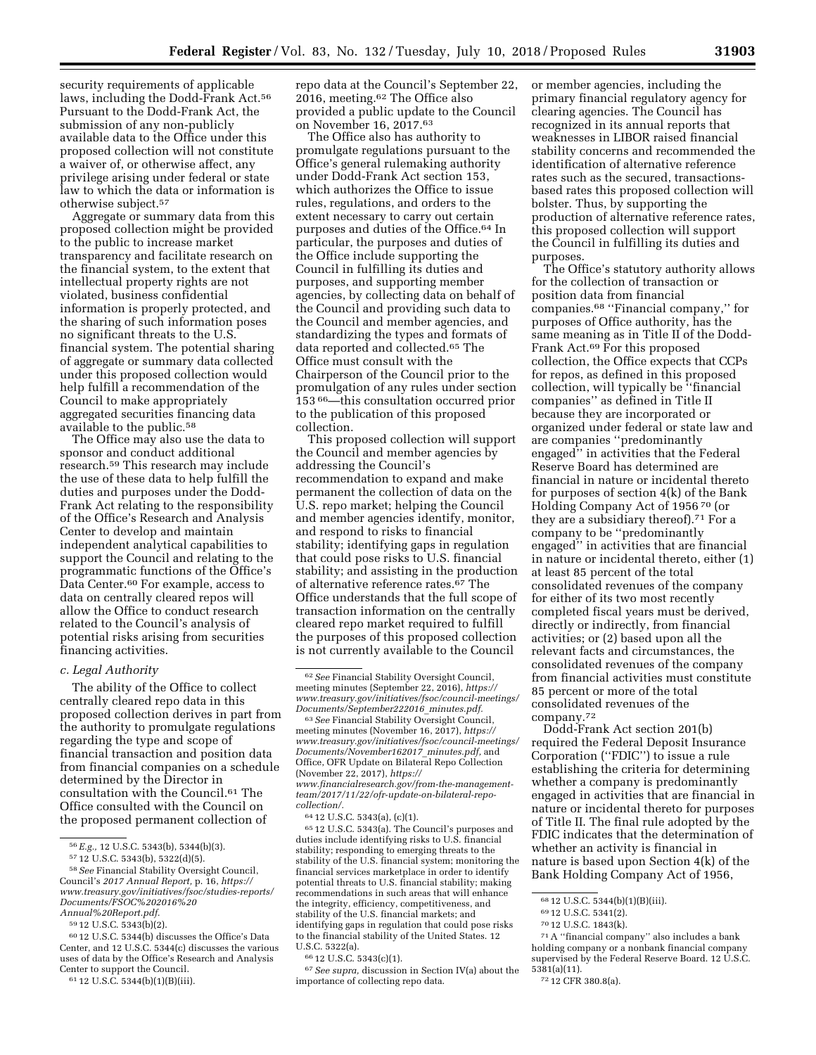security requirements of applicable laws, including the Dodd-Frank Act.[56] Pursuant to the Dodd-Frank Act, the submission of any non-publicly available data to the Office under this proposed collection will not constitute a waiver of, or otherwise affect, any privilege arising under federal or state law to which the data or information is otherwise subject.[57]

Aggregate or summary data from this proposed collection might be provided to the public to increase market transparency and facilitate research on the financial system, to the extent that intellectual property rights are not violated, business confidential information is properly protected, and the sharing of such information poses no significant threats to the U.S. financial system. The potential sharing of aggregate or summary data collected under this proposed collection would help fulfill a recommendation of the Council to make appropriately aggregated securities financing data available to the public.[58]

The Office may also use the data to sponsor and conduct additional research.[59] This research may include the use of these data to help fulfill the duties and purposes under the Dodd-Frank Act relating to the responsibility of the Office's Research and Analysis Center to develop and maintain independent analytical capabilities to support the Council and relating to the programmatic functions of the Office's Data Center.[60] For example, access to data on centrally cleared repos will allow the Office to conduct research related to the Council's analysis of potential risks arising from securities financing activities.

### *c. Legal Authority*

The ability of the Office to collect centrally cleared repo data in this proposed collection derives in part from the authority to promulgate regulations regarding the type and scope of financial transaction and position data from financial companies on a schedule determined by the Director in consultation with the Council.[61] The Office consulted with the Council on the proposed permanent collection of repo data at the Council's September 22, 2016, meeting.[62] The Office also provided a public update to the Council on November 16, 2017.[63]

The Office also has authority to promulgate regulations pursuant to the Office's general rulemaking authority under Dodd-Frank Act section 153, which authorizes the Office to issue rules, regulations, and orders to the extent necessary to carry out certain purposes and duties of the Office.[64] In particular, the purposes and duties of the Office include supporting the Council in fulfilling its duties and purposes, and supporting member agencies, by collecting data on behalf of the Council and providing such data to the Council and member agencies, and standardizing the types and formats of data reported and collected.[65] The Office must consult with the Chairperson of the Council prior to the promulgation of any rules under section 153 [66]—this consultation occurred prior to the publication of this proposed collection.

This proposed collection will support the Council and member agencies by addressing the Council's recommendation to expand and make permanent the collection of data on the U.S. repo market; helping the Council and member agencies identify, monitor, and respond to risks to financial stability; identifying gaps in regulation that could pose risks to U.S. financial stability; and assisting in the production of alternative reference rates.[67] The Office understands that the full scope of transaction information on the centrally cleared repo market required to fulfill the purposes of this proposed collection is not currently available to the Council or member agencies, including the primary financial regulatory agency for clearing agencies. The Council has recognized in its annual reports that weaknesses in LIBOR raised financial stability concerns and recommended the identification of alternative reference rates such as the secured, transactions-based rates this proposed collection will bolster. Thus, by supporting the production of alternative reference rates, this proposed collection will support the Council in fulfilling its duties and purposes.

The Office's statutory authority allows for the collection of transaction or position data from financial companies.[68] "Financial company," for purposes of Office authority, has the same meaning as in Title II of the Dodd-Frank Act.[69] For this proposed collection, the Office expects that CCPs for repos, as defined in this proposed collection, will typically be "financial companies" as defined in Title II because they are incorporated or organized under federal or state law and are companies "predominantly engaged" in activities that the Federal Reserve Board has determined are financial in nature or incidental thereto for purposes of section 4(k) of the Bank Holding Company Act of 1956 [70] (or they are a subsidiary thereof).[71] For a company to be "predominantly engaged" in activities that are financial in nature or incidental thereto, either (1) at least 85 percent of the total consolidated revenues of the company for either of its two most recently completed fiscal years must be derived, directly or indirectly, from financial activities; or (2) based upon all the relevant facts and circumstances, the consolidated revenues of the company from financial activities must constitute 85 percent or more of the total consolidated revenues of the company.[72]

Dodd-Frank Act section 201(b) required the Federal Deposit Insurance Corporation ("FDIC") to issue a rule establishing the criteria for determining whether a company is predominantly engaged in activities that are financial in nature or incidental thereto for purposes of Title II. The final rule adopted by the FDIC indicates that the determination of whether an activity is financial in nature is based upon Section 4(k) of the Bank Holding Company Act of 1956,

---

[56] *E.g.,* 12 U.S.C. 5343(b), 5344(b)(3).

[57] 12 U.S.C. 5343(b), 5322(d)(5).

[58] *See* Financial Stability Oversight Council, Council's *2017 Annual Report,* p. 16, *https://www.treasury.gov/initiatives/fsoc/studies-reports/Documents/FSOC%202016%20Annual%20Report.pdf.*

[59] 12 U.S.C. 5343(b)(2).

[60] 12 U.S.C. 5344(b) discusses the Office's Data Center, and 12 U.S.C. 5344(c) discusses the various uses of data by the Office's Research and Analysis Center to support the Council.

[61] 12 U.S.C. 5344(b)(1)(B)(iii).

[62] *See* Financial Stability Oversight Council, meeting minutes (September 22, 2016), *https://www.treasury.gov/initiatives/fsoc/council-meetings/Documents/September222016_minutes.pdf.*

[63] *See* Financial Stability Oversight Council, meeting minutes (November 16, 2017), *https://www.treasury.gov/initiatives/fsoc/council-meetings/Documents/November162017_minutes.pdf,* and Office, OFR Update on Bilateral Repo Collection (November 22, 2017), *https://www.financialresearch.gov/from-the-management-team/2017/11/22/ofr-update-on-bilateral-repo-collection/.*

[64] 12 U.S.C. 5343(a), (c)(1).

[65] 12 U.S.C. 5343(a). The Council's purposes and duties include identifying risks to U.S. financial stability; responding to emerging threats to the stability of the U.S. financial system; monitoring the financial services marketplace in order to identify potential threats to U.S. financial stability; making recommendations in such areas that will enhance the integrity, efficiency, competitiveness, and stability of the U.S. financial markets; and identifying gaps in regulation that could pose risks to the financial stability of the United States. 12 U.S.C. 5322(a).

[66] 12 U.S.C. 5343(c)(1).

[67] *See supra,* discussion in Section IV(a) about the importance of collecting repo data.

[68] 12 U.S.C. 5344(b)(1)(B)(iii).

[69] 12 U.S.C. 5341(2).

[70] 12 U.S.C. 1843(k).

[71] A "financial company" also includes a bank holding company or a nonbank financial company supervised by the Federal Reserve Board. 12 U.S.C. 5381(a)(11).

[72] 12 CFR 380.8(a).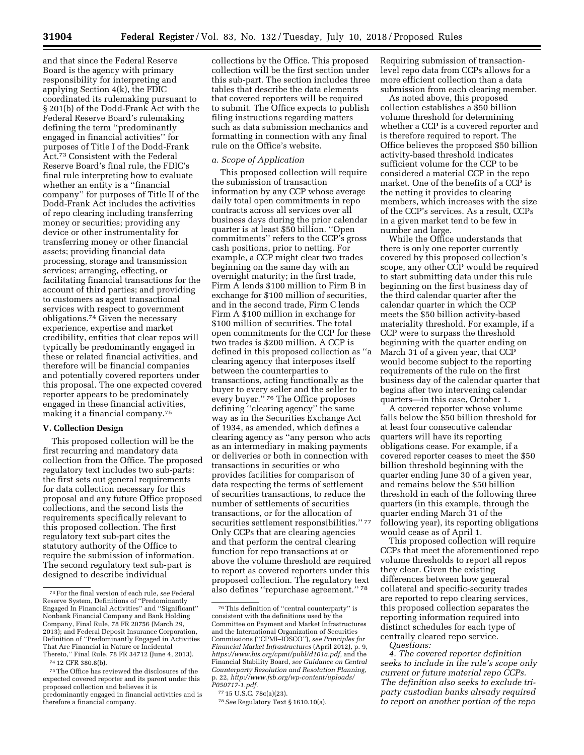and that since the Federal Reserve Board is the agency with primary responsibility for interpreting and applying Section 4(k), the FDIC coordinated its rulemaking pursuant to § 201(b) of the Dodd-Frank Act with the Federal Reserve Board's rulemaking defining the term ''predominantly engaged in financial activities'' for purposes of Title I of the Dodd-Frank Act.[73] Consistent with the Federal Reserve Board's final rule, the FDIC's final rule interpreting how to evaluate whether an entity is a ''financial company'' for purposes of Title II of the Dodd-Frank Act includes the activities of repo clearing including transferring money or securities; providing any device or other instrumentality for transferring money or other financial assets; providing financial data processing, storage and transmission services; arranging, effecting, or facilitating financial transactions for the account of third parties; and providing to customers as agent transactional services with respect to government obligations.[74] Given the necessary experience, expertise and market credibility, entities that clear repos will typically be predominantly engaged in these or related financial activities, and therefore will be financial companies and potentially covered reporters under this proposal. The one expected covered reporter appears to be predominately engaged in these financial activities, making it a financial company.[75]

## V. Collection Design

This proposed collection will be the first recurring and mandatory data collection from the Office. The proposed regulatory text includes two sub-parts: the first sets out general requirements for data collection necessary for this proposal and any future Office proposed collections, and the second lists the requirements specifically relevant to this proposed collection. The first regulatory text sub-part cites the statutory authority of the Office to require the submission of information. The second regulatory text sub-part is designed to describe individual collections by the Office. This proposed collection will be the first section under this sub-part. The section includes three tables that describe the data elements that covered reporters will be required to submit. The Office expects to publish filing instructions regarding matters such as data submission mechanics and formatting in connection with any final rule on the Office's website.

### *a. Scope of Application*

This proposed collection will require the submission of transaction information by any CCP whose average daily total open commitments in repo contracts across all services over all business days during the prior calendar quarter is at least $50 billion. ''Open commitments'' refers to the CCP's gross cash positions, prior to netting. For example, a CCP might clear two trades beginning on the same day with an overnight maturity; in the first trade, Firm A lends $100 million to Firm B in exchange for $100 million of securities, and in the second trade, Firm C lends Firm A $100 million in exchange for $100 million of securities. The total open commitments for the CCP for these two trades is $200 million. A CCP is defined in this proposed collection as ''a clearing agency that interposes itself between the counterparties to transactions, acting functionally as the buyer to every seller and the seller to every buyer.''[76] The Office proposes defining ''clearing agency'' the same way as in the Securities Exchange Act of 1934, as amended, which defines a clearing agency as ''any person who acts as an intermediary in making payments or deliveries or both in connection with transactions in securities or who provides facilities for comparison of data respecting the terms of settlement of securities transactions, to reduce the number of settlements of securities transactions, or for the allocation of securities settlement responsibilities.''[77] Only CCPs that are clearing agencies and that perform the central clearing function for repo transactions at or above the volume threshold are required to report as covered reporters under this proposed collection. The regulatory text also defines ''repurchase agreement.''[78]

Requiring submission of transaction-level repo data from CCPs allows for a more efficient collection than a data submission from each clearing member.

As noted above, this proposed collection establishes a $50 billion volume threshold for determining whether a CCP is a covered reporter and is therefore required to report. The Office believes the proposed $50 billion activity-based threshold indicates sufficient volume for the CCP to be considered a material CCP in the repo market. One of the benefits of a CCP is the netting it provides to clearing members, which increases with the size of the CCP's services. As a result, CCPs in a given market tend to be few in number and large.

While the Office understands that there is only one reporter currently covered by this proposed collection's scope, any other CCP would be required to start submitting data under this rule beginning on the first business day of the third calendar quarter after the calendar quarter in which the CCP meets the $50 billion activity-based materiality threshold. For example, if a CCP were to surpass the threshold beginning with the quarter ending on March 31 of a given year, that CCP would become subject to the reporting requirements of the rule on the first business day of the calendar quarter that begins after two intervening calendar quarters—in this case, October 1.

A covered reporter whose volume falls below the $50 billion threshold for at least four consecutive calendar quarters will have its reporting obligations cease. For example, if a covered reporter ceases to meet the $50 billion threshold beginning with the quarter ending June 30 of a given year, and remains below the $50 billion threshold in each of the following three quarters (in this example, through the quarter ending March 31 of the following year), its reporting obligations would cease as of April 1.

This proposed collection will require CCPs that meet the aforementioned repo volume thresholds to report all repos they clear. Given the existing differences between how general collateral and specific-security trades are reported to repo clearing services, this proposed collection separates the reporting information required into distinct schedules for each type of centrally cleared repo service.

*Questions:*

*4. The covered reporter definition seeks to include in the rule's scope only current or future material repo CCPs. The definition also seeks to exclude tri-party custodian banks already required to report on another portion of the repo*

---

[73] For the final version of each rule, *see* Federal Reserve System, Definitions of ''Predominantly Engaged In Financial Activities'' and ''Significant'' Nonbank Financial Company and Bank Holding Company, Final Rule, 78 FR 20756 (March 29, 2013); and Federal Deposit Insurance Corporation, Definition of ''Predominantly Engaged in Activities That Are Financial in Nature or Incidental Thereto,'' Final Rule, 78 FR 34712 (June 4, 2013).

[74] 12 CFR 380.8(b).

[75] The Office has reviewed the disclosures of the expected covered reporter and its parent under this proposed collection and believes it is predominantly engaged in financial activities and is therefore a financial company.

[76] This definition of ''central counterparty'' is consistent with the definitions used by the Committee on Payment and Market Infrastructures and the International Organization of Securities Commissions (''CPMI–IOSCO''), *see Principles for Financial Market Infrastructures* (April 2012), p. 9, *https://www.bis.org/cpmi/publ/d101a.pdf,* and the Financial Stability Board, *see Guidance on Central Counterparty Resolution and Resolution Planning,* p. 22, *http://www.fsb.org/wp-content/uploads/P050717-1.pdf.*

[77] 15 U.S.C. 78c(a)(23).

[78] *See* Regulatory Text § 1610.10(a).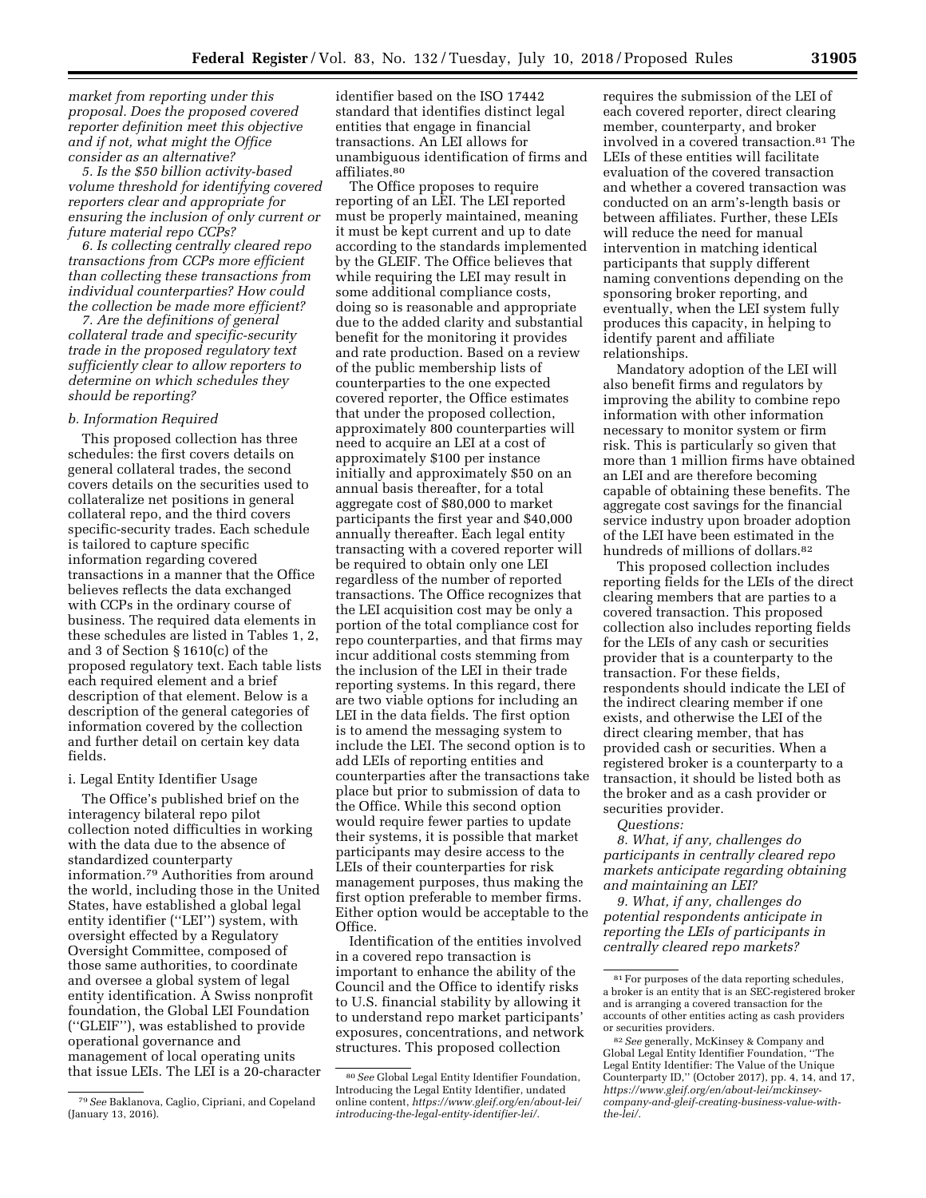*market from reporting under this proposal. Does the proposed covered reporter definition meet this objective and if not, what might the Office consider as an alternative?*

*5. Is the $50 billion activity-based volume threshold for identifying covered reporters clear and appropriate for ensuring the inclusion of only current or future material repo CCPs?*

*6. Is collecting centrally cleared repo transactions from CCPs more efficient than collecting these transactions from individual counterparties? How could the collection be made more efficient?*

*7. Are the definitions of general collateral trade and specific-security trade in the proposed regulatory text sufficiently clear to allow reporters to determine on which schedules they should be reporting?*

#### *b. Information Required*

This proposed collection has three schedules: the first covers details on general collateral trades, the second covers details on the securities used to collateralize net positions in general collateral repo, and the third covers specific-security trades. Each schedule is tailored to capture specific information regarding covered transactions in a manner that the Office believes reflects the data exchanged with CCPs in the ordinary course of business. The required data elements in these schedules are listed in Tables 1, 2, and 3 of Section § 1610(c) of the proposed regulatory text. Each table lists each required element and a brief description of that element. Below is a description of the general categories of information covered by the collection and further detail on certain key data fields.

##### i. Legal Entity Identifier Usage

The Office's published brief on the interagency bilateral repo pilot collection noted difficulties in working with the data due to the absence of standardized counterparty information.[79] Authorities from around the world, including those in the United States, have established a global legal entity identifier (''LEI'') system, with oversight effected by a Regulatory Oversight Committee, composed of those same authorities, to coordinate and oversee a global system of legal entity identification. A Swiss nonprofit foundation, the Global LEI Foundation (''GLEIF''), was established to provide operational governance and management of local operating units that issue LEIs. The LEI is a 20-character identifier based on the ISO 17442 standard that identifies distinct legal entities that engage in financial transactions. An LEI allows for unambiguous identification of firms and affiliates.[80]

The Office proposes to require reporting of an LEI. The LEI reported must be properly maintained, meaning it must be kept current and up to date according to the standards implemented by the GLEIF. The Office believes that while requiring the LEI may result in some additional compliance costs, doing so is reasonable and appropriate due to the added clarity and substantial benefit for the monitoring it provides and rate production. Based on a review of the public membership lists of counterparties to the one expected covered reporter, the Office estimates that under the proposed collection, approximately 800 counterparties will need to acquire an LEI at a cost of approximately $100 per instance initially and approximately $50 on an annual basis thereafter, for a total aggregate cost of $80,000 to market participants the first year and $40,000 annually thereafter. Each legal entity transacting with a covered reporter will be required to obtain only one LEI regardless of the number of reported transactions. The Office recognizes that the LEI acquisition cost may be only a portion of the total compliance cost for repo counterparties, and that firms may incur additional costs stemming from the inclusion of the LEI in their trade reporting systems. In this regard, there are two viable options for including an LEI in the data fields. The first option is to amend the messaging system to include the LEI. The second option is to add LEIs of reporting entities and counterparties after the transactions take place but prior to submission of data to the Office. While this second option would require fewer parties to update their systems, it is possible that market participants may desire access to the LEIs of their counterparties for risk management purposes, thus making the first option preferable to member firms. Either option would be acceptable to the Office.

Identification of the entities involved in a covered repo transaction is important to enhance the ability of the Council and the Office to identify risks to U.S. financial stability by allowing it to understand repo market participants' exposures, concentrations, and network structures. This proposed collection requires the submission of the LEI of each covered reporter, direct clearing member, counterparty, and broker involved in a covered transaction.[81] The LEIs of these entities will facilitate evaluation of the covered transaction and whether a covered transaction was conducted on an arm's-length basis or between affiliates. Further, these LEIs will reduce the need for manual intervention in matching identical participants that supply different naming conventions depending on the sponsoring broker reporting, and eventually, when the LEI system fully produces this capacity, in helping to identify parent and affiliate relationships.

Mandatory adoption of the LEI will also benefit firms and regulators by improving the ability to combine repo information with other information necessary to monitor system or firm risk. This is particularly so given that more than 1 million firms have obtained an LEI and are therefore becoming capable of obtaining these benefits. The aggregate cost savings for the financial service industry upon broader adoption of the LEI have been estimated in the hundreds of millions of dollars.[82]

This proposed collection includes reporting fields for the LEIs of the direct clearing members that are parties to a covered transaction. This proposed collection also includes reporting fields for the LEIs of any cash or securities provider that is a counterparty to the transaction. For these fields, respondents should indicate the LEI of the indirect clearing member if one exists, and otherwise the LEI of the direct clearing member, that has provided cash or securities. When a registered broker is a counterparty to a transaction, it should be listed both as the broker and as a cash provider or securities provider.

*Questions:*

*8. What, if any, challenges do participants in centrally cleared repo markets anticipate regarding obtaining and maintaining an LEI?*

*9. What, if any, challenges do potential respondents anticipate in reporting the LEIs of participants in centrally cleared repo markets?*

---

[79] *See* Baklanova, Caglio, Cipriani, and Copeland (January 13, 2016).

[80] *See* Global Legal Entity Identifier Foundation, Introducing the Legal Entity Identifier, undated online content, *https://www.gleif.org/en/about-lei/introducing-the-legal-entity-identifier-lei/*.

[81] For purposes of the data reporting schedules, a broker is an entity that is an SEC-registered broker and is arranging a covered transaction for the accounts of other entities acting as cash providers or securities providers.

[82] *See* generally, McKinsey & Company and Global Legal Entity Identifier Foundation, ''The Legal Entity Identifier: The Value of the Unique Counterparty ID,'' (October 2017), pp. 4, 14, and 17, *https://www.gleif.org/en/about-lei/mckinsey-company-and-gleif-creating-business-value-with-the-lei/*.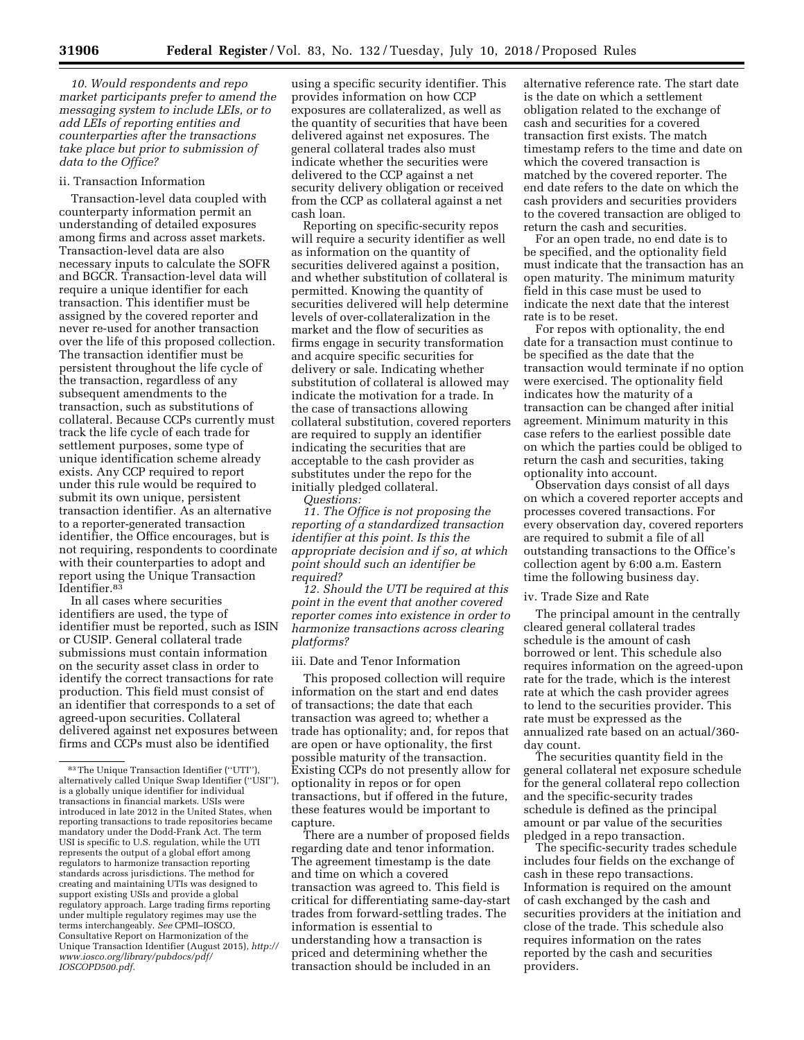*10. Would respondents and repo market participants prefer to amend the messaging system to include LEIs, or to add LEIs of reporting entities and counterparties after the transactions take place but prior to submission of data to the Office?*

ii. Transaction Information

Transaction-level data coupled with counterparty information permit an understanding of detailed exposures among firms and across asset markets. Transaction-level data are also necessary inputs to calculate the SOFR and BGCR. Transaction-level data will require a unique identifier for each transaction. This identifier must be assigned by the covered reporter and never re-used for another transaction over the life of this proposed collection. The transaction identifier must be persistent throughout the life cycle of the transaction, regardless of any subsequent amendments to the transaction, such as substitutions of collateral. Because CCPs currently must track the life cycle of each trade for settlement purposes, some type of unique identification scheme already exists. Any CCP required to report under this rule would be required to submit its own unique, persistent transaction identifier. As an alternative to a reporter-generated transaction identifier, the Office encourages, but is not requiring, respondents to coordinate with their counterparties to adopt and report using the Unique Transaction Identifier.[83]

In all cases where securities identifiers are used, the type of identifier must be reported, such as ISIN or CUSIP. General collateral trade submissions must contain information on the security asset class in order to identify the correct transactions for rate production. This field must consist of an identifier that corresponds to a set of agreed-upon securities. Collateral delivered against net exposures between firms and CCPs must also be identified using a specific security identifier. This provides information on how CCP exposures are collateralized, as well as the quantity of securities that have been delivered against net exposures. The general collateral trades also must indicate whether the securities were delivered to the CCP against a net security delivery obligation or received from the CCP as collateral against a net cash loan.

Reporting on specific-security repos will require a security identifier as well as information on the quantity of securities delivered against a position, and whether substitution of collateral is permitted. Knowing the quantity of securities delivered will help determine levels of over-collateralization in the market and the flow of securities as firms engage in security transformation and acquire specific securities for delivery or sale. Indicating whether substitution of collateral is allowed may indicate the motivation for a trade. In the case of transactions allowing collateral substitution, covered reporters are required to supply an identifier indicating the securities that are acceptable to the cash provider as substitutes under the repo for the initially pledged collateral.

*Questions:*

*11. The Office is not proposing the reporting of a standardized transaction identifier at this point. Is this the appropriate decision and if so, at which point should such an identifier be required?*

*12. Should the UTI be required at this point in the event that another covered reporter comes into existence in order to harmonize transactions across clearing platforms?*

iii. Date and Tenor Information

This proposed collection will require information on the start and end dates of transactions; the date that each transaction was agreed to; whether a trade has optionality; and, for repos that are open or have optionality, the first possible maturity of the transaction. Existing CCPs do not presently allow for optionality in repos or for open transactions, but if offered in the future, these features would be important to capture.

There are a number of proposed fields regarding date and tenor information. The agreement timestamp is the date and time on which a covered transaction was agreed to. This field is critical for differentiating same-day-start trades from forward-settling trades. The information is essential to understanding how a transaction is priced and determining whether the transaction should be included in an alternative reference rate. The start date is the date on which a settlement obligation related to the exchange of cash and securities for a covered transaction first exists. The match timestamp refers to the time and date on which the covered transaction is matched by the covered reporter. The end date refers to the date on which the cash providers and securities providers to the covered transaction are obliged to return the cash and securities.

For an open trade, no end date is to be specified, and the optionality field must indicate that the transaction has an open maturity. The minimum maturity field in this case must be used to indicate the next date that the interest rate is to be reset.

For repos with optionality, the end date for a transaction must continue to be specified as the date that the transaction would terminate if no option were exercised. The optionality field indicates how the maturity of a transaction can be changed after initial agreement. Minimum maturity in this case refers to the earliest possible date on which the parties could be obliged to return the cash and securities, taking optionality into account.

Observation days consist of all days on which a covered reporter accepts and processes covered transactions. For every observation day, covered reporters are required to submit a file of all outstanding transactions to the Office's collection agent by 6:00 a.m. Eastern time the following business day.

iv. Trade Size and Rate

The principal amount in the centrally cleared general collateral trades schedule is the amount of cash borrowed or lent. This schedule also requires information on the agreed-upon rate for the trade, which is the interest rate at which the cash provider agrees to lend to the securities provider. This rate must be expressed as the annualized rate based on an actual/360-day count.

The securities quantity field in the general collateral net exposure schedule for the general collateral repo collection and the specific-security trades schedule is defined as the principal amount or par value of the securities pledged in a repo transaction.

The specific-security trades schedule includes four fields on the exchange of cash in these repo transactions. Information is required on the amount of cash exchanged by the cash and securities providers at the initiation and close of the trade. This schedule also requires information on the rates reported by the cash and securities providers.

[83] The Unique Transaction Identifier (''UTI''), alternatively called Unique Swap Identifier (''USI''), is a globally unique identifier for individual transactions in financial markets. USIs were introduced in late 2012 in the United States, when reporting transactions to trade repositories became mandatory under the Dodd-Frank Act. The term USI is specific to U.S. regulation, while the UTI represents the output of a global effort among regulators to harmonize transaction reporting standards across jurisdictions. The method for creating and maintaining UTIs was designed to support existing USIs and provide a global regulatory approach. Large trading firms reporting under multiple regulatory regimes may use the terms interchangeably. *See* CPMI–IOSCO, Consultative Report on Harmonization of the Unique Transaction Identifier (August 2015), *http://www.iosco.org/library/pubdocs/pdf/IOSCOPD500.pdf.*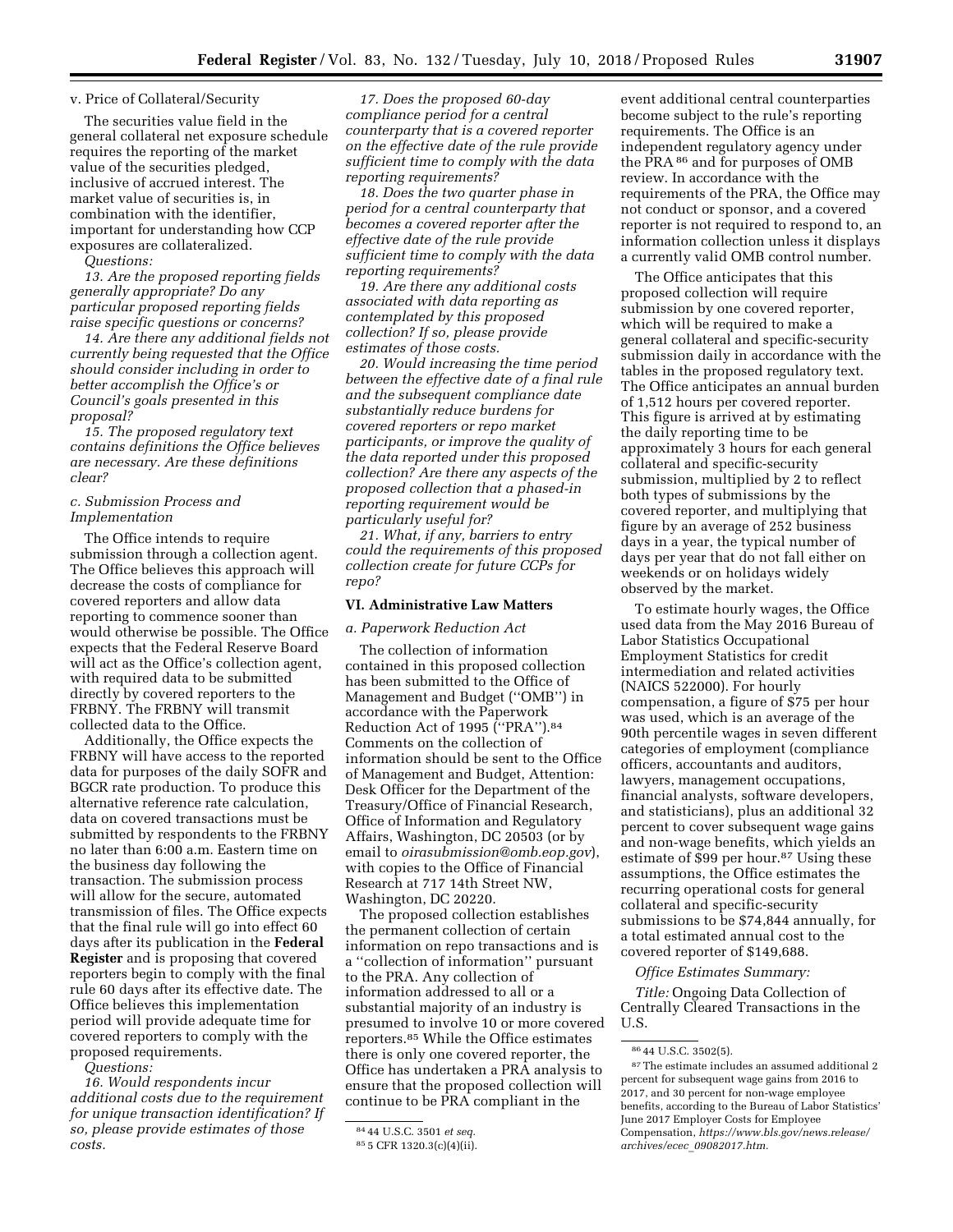v. Price of Collateral/Security

The securities value field in the general collateral net exposure schedule requires the reporting of the market value of the securities pledged, inclusive of accrued interest. The market value of securities is, in combination with the identifier, important for understanding how CCP exposures are collateralized.

*Questions:*

*13. Are the proposed reporting fields generally appropriate? Do any particular proposed reporting fields raise specific questions or concerns?*

*14. Are there any additional fields not currently being requested that the Office should consider including in order to better accomplish the Office's or Council's goals presented in this proposal?*

*15. The proposed regulatory text contains definitions the Office believes are necessary. Are these definitions clear?*

### *c. Submission Process and Implementation*

The Office intends to require submission through a collection agent. The Office believes this approach will decrease the costs of compliance for covered reporters and allow data reporting to commence sooner than would otherwise be possible. The Office expects that the Federal Reserve Board will act as the Office's collection agent, with required data to be submitted directly by covered reporters to the FRBNY. The FRBNY will transmit collected data to the Office.

Additionally, the Office expects the FRBNY will have access to the reported data for purposes of the daily SOFR and BGCR rate production. To produce this alternative reference rate calculation, data on covered transactions must be submitted by respondents to the FRBNY no later than 6:00 a.m. Eastern time on the business day following the transaction. The submission process will allow for the secure, automated transmission of files. The Office expects that the final rule will go into effect 60 days after its publication in the **Federal Register** and is proposing that covered reporters begin to comply with the final rule 60 days after its effective date. The Office believes this implementation period will provide adequate time for covered reporters to comply with the proposed requirements.

*Questions:*

*16. Would respondents incur additional costs due to the requirement for unique transaction identification? If so, please provide estimates of those costs.*

*17. Does the proposed 60-day compliance period for a central counterparty that is a covered reporter on the effective date of the rule provide sufficient time to comply with the data reporting requirements?*

*18. Does the two quarter phase in period for a central counterparty that becomes a covered reporter after the effective date of the rule provide sufficient time to comply with the data reporting requirements?*

*19. Are there any additional costs associated with data reporting as contemplated by this proposed collection? If so, please provide estimates of those costs.*

*20. Would increasing the time period between the effective date of a final rule and the subsequent compliance date substantially reduce burdens for covered reporters or repo market participants, or improve the quality of the data reported under this proposed collection? Are there any aspects of the proposed collection that a phased-in reporting requirement would be particularly useful for?*

*21. What, if any, barriers to entry could the requirements of this proposed collection create for future CCPs for repo?*

## VI. Administrative Law Matters

### *a. Paperwork Reduction Act*

The collection of information contained in this proposed collection has been submitted to the Office of Management and Budget (''OMB'') in accordance with the Paperwork Reduction Act of 1995 (''PRA'').[84] Comments on the collection of information should be sent to the Office of Management and Budget, Attention: Desk Officer for the Department of the Treasury/Office of Financial Research, Office of Information and Regulatory Affairs, Washington, DC 20503 (or by email to *oirasubmission@omb.eop.gov*), with copies to the Office of Financial Research at 717 14th Street NW, Washington, DC 20220.

The proposed collection establishes the permanent collection of certain information on repo transactions and is a ''collection of information'' pursuant to the PRA. Any collection of information addressed to all or a substantial majority of an industry is presumed to involve 10 or more covered reporters.[85] While the Office estimates there is only one covered reporter, the Office has undertaken a PRA analysis to ensure that the proposed collection will continue to be PRA compliant in the event additional central counterparties become subject to the rule's reporting requirements. The Office is an independent regulatory agency under the PRA[86] and for purposes of OMB review. In accordance with the requirements of the PRA, the Office may not conduct or sponsor, and a covered reporter is not required to respond to, an information collection unless it displays a currently valid OMB control number.

The Office anticipates that this proposed collection will require submission by one covered reporter, which will be required to make a general collateral and specific-security submission daily in accordance with the tables in the proposed regulatory text. The Office anticipates an annual burden of 1,512 hours per covered reporter. This figure is arrived at by estimating the daily reporting time to be approximately 3 hours for each general collateral and specific-security submission, multiplied by 2 to reflect both types of submissions by the covered reporter, and multiplying that figure by an average of 252 business days in a year, the typical number of days per year that do not fall either on weekends or on holidays widely observed by the market.

To estimate hourly wages, the Office used data from the May 2016 Bureau of Labor Statistics Occupational Employment Statistics for credit intermediation and related activities (NAICS 522000). For hourly compensation, a figure of $75 per hour was used, which is an average of the 90th percentile wages in seven different categories of employment (compliance officers, accountants and auditors, lawyers, management occupations, financial analysts, software developers, and statisticians), plus an additional 32 percent to cover subsequent wage gains and non-wage benefits, which yields an estimate of $99 per hour.[87] Using these assumptions, the Office estimates the recurring operational costs for general collateral and specific-security submissions to be $74,844 annually, for a total estimated annual cost to the covered reporter of $149,688.

*Office Estimates Summary:*

*Title:* Ongoing Data Collection of Centrally Cleared Transactions in the U.S.

---

[84] 44 U.S.C. 3501 *et seq.*

[85] 5 CFR 1320.3(c)(4)(ii).

[86] 44 U.S.C. 3502(5).

[87] The estimate includes an assumed additional 2 percent for subsequent wage gains from 2016 to 2017, and 30 percent for non-wage employee benefits, according to the Bureau of Labor Statistics' June 2017 Employer Costs for Employee Compensation, *https://www.bls.gov/news.release/archives/ecec_09082017.htm.*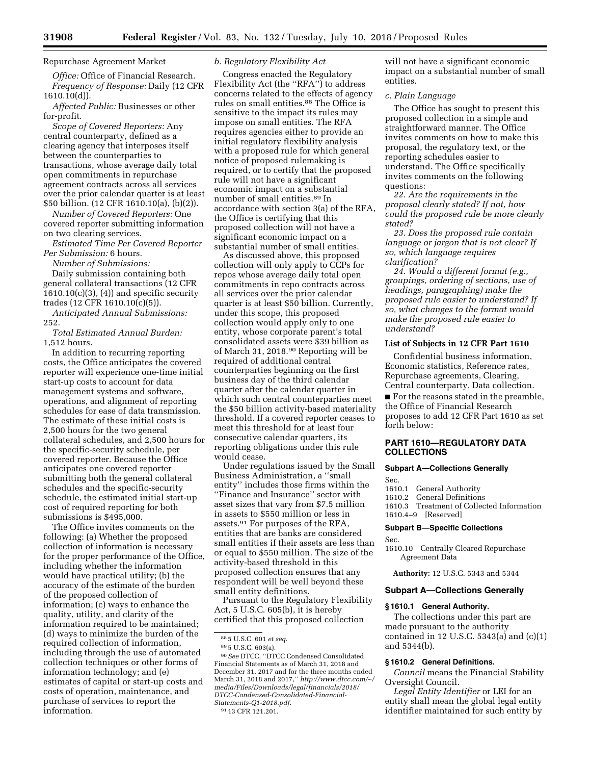Repurchase Agreement Market

*Office:* Office of Financial Research.

*Frequency of Response:* Daily (12 CFR 1610.10(d)).

*Affected Public:* Businesses or other for-profit.

*Scope of Covered Reporters:* Any central counterparty, defined as a clearing agency that interposes itself between the counterparties to transactions, whose average daily total open commitments in repurchase agreement contracts across all services over the prior calendar quarter is at least $50 billion. (12 CFR 1610.10(a), (b)(2)).

*Number of Covered Reporters:* One covered reporter submitting information on two clearing services.

*Estimated Time Per Covered Reporter Per Submission:* 6 hours.

*Number of Submissions:*

Daily submission containing both general collateral transactions (12 CFR 1610.10(c)(3), (4)) and specific security trades (12 CFR 1610.10(c)(5)).

*Anticipated Annual Submissions:* 252.

*Total Estimated Annual Burden:* 1,512 hours.

In addition to recurring reporting costs, the Office anticipates the covered reporter will experience one-time initial start-up costs to account for data management systems and software, operations, and alignment of reporting schedules for ease of data transmission. The estimate of these initial costs is 2,500 hours for the two general collateral schedules, and 2,500 hours for the specific-security schedule, per covered reporter. Because the Office anticipates one covered reporter submitting both the general collateral schedules and the specific-security schedule, the estimated initial start-up cost of required reporting for both submissions is $495,000.

The Office invites comments on the following: (a) Whether the proposed collection of information is necessary for the proper performance of the Office, including whether the information would have practical utility; (b) the accuracy of the estimate of the burden of the proposed collection of information; (c) ways to enhance the quality, utility, and clarity of the information required to be maintained; (d) ways to minimize the burden of the required collection of information, including through the use of automated collection techniques or other forms of information technology; and (e) estimates of capital or start-up costs and costs of operation, maintenance, and purchase of services to report the information.

*b. Regulatory Flexibility Act*

Congress enacted the Regulatory Flexibility Act (the "RFA") to address concerns related to the effects of agency rules on small entities.[88] The Office is sensitive to the impact its rules may impose on small entities. The RFA requires agencies either to provide an initial regulatory flexibility analysis with a proposed rule for which general notice of proposed rulemaking is required, or to certify that the proposed rule will not have a significant economic impact on a substantial number of small entities.[89] In accordance with section 3(a) of the RFA, the Office is certifying that this proposed collection will not have a significant economic impact on a substantial number of small entities.

As discussed above, this proposed collection will only apply to CCPs for repos whose average daily total open commitments in repo contracts across all services over the prior calendar quarter is at least $50 billion. Currently, under this scope, this proposed collection would apply only to one entity, whose corporate parent's total consolidated assets were $39 billion as of March 31, 2018.[90] Reporting will be required of additional central counterparties beginning on the first business day of the third calendar quarter after the calendar quarter in which such central counterparties meet the $50 billion activity-based materiality threshold. If a covered reporter ceases to meet this threshold for at least four consecutive calendar quarters, its reporting obligations under this rule would cease.

Under regulations issued by the Small Business Administration, a "small entity" includes those firms within the "Finance and Insurance" sector with asset sizes that vary from $7.5 million in assets to $550 million or less in assets.[91] For purposes of the RFA, entities that are banks are considered small entities if their assets are less than or equal to $550 million. The size of the activity-based threshold in this proposed collection ensures that any respondent will be well beyond these small entity definitions.

Pursuant to the Regulatory Flexibility Act, 5 U.S.C. 605(b), it is hereby certified that this proposed collection will not have a significant economic impact on a substantial number of small entities.

*c. Plain Language*

The Office has sought to present this proposed collection in a simple and straightforward manner. The Office invites comments on how to make this proposal, the regulatory text, or the reporting schedules easier to understand. The Office specifically invites comments on the following questions:

*22. Are the requirements in the proposal clearly stated? If not, how could the proposed rule be more clearly stated?*

*23. Does the proposed rule contain language or jargon that is not clear? If so, which language requires clarification?*

*24. Would a different format (e.g., groupings, ordering of sections, use of headings, paragraphing) make the proposed rule easier to understand? If so, what changes to the format would make the proposed rule easier to understand?*

**List of Subjects in 12 CFR Part 1610**

Confidential business information, Economic statistics, Reference rates, Repurchase agreements, Clearing, Central counterparty, Data collection.

■ For the reasons stated in the preamble, the Office of Financial Research proposes to add 12 CFR Part 1610 as set forth below:

## PART 1610—REGULATORY DATA COLLECTIONS

**Subpart A—Collections Generally**

Sec.
1610.1 General Authority
1610.2 General Definitions
1610.3 Treatment of Collected Information
1610.4–9 [Reserved]

**Subpart B—Specific Collections**

Sec.
1610.10 Centrally Cleared Repurchase Agreement Data

**Authority:** 12 U.S.C. 5343 and 5344

### Subpart A—Collections Generally

**§ 1610.1 General Authority.**

The collections under this part are made pursuant to the authority contained in 12 U.S.C. 5343(a) and (c)(1) and 5344(b).

**§ 1610.2 General Definitions.**

*Council* means the Financial Stability Oversight Council.

*Legal Entity Identifier* or LEI for an entity shall mean the global legal entity identifier maintained for such entity by

---

[88] 5 U.S.C. 601 *et seq.*

[89] 5 U.S.C. 603(a).

[90] *See* DTCC, "DTCC Condensed Consolidated Financial Statements as of March 31, 2018 and December 31, 2017 and for the three months ended March 31, 2018 and 2017," *http://www.dtcc.com/~/media/Files/Downloads/legal/financials/2018/DTCC-Condensed-Consolidated-Financial-Statements-Q1-2018.pdf.*

[91] 13 CFR 121.201.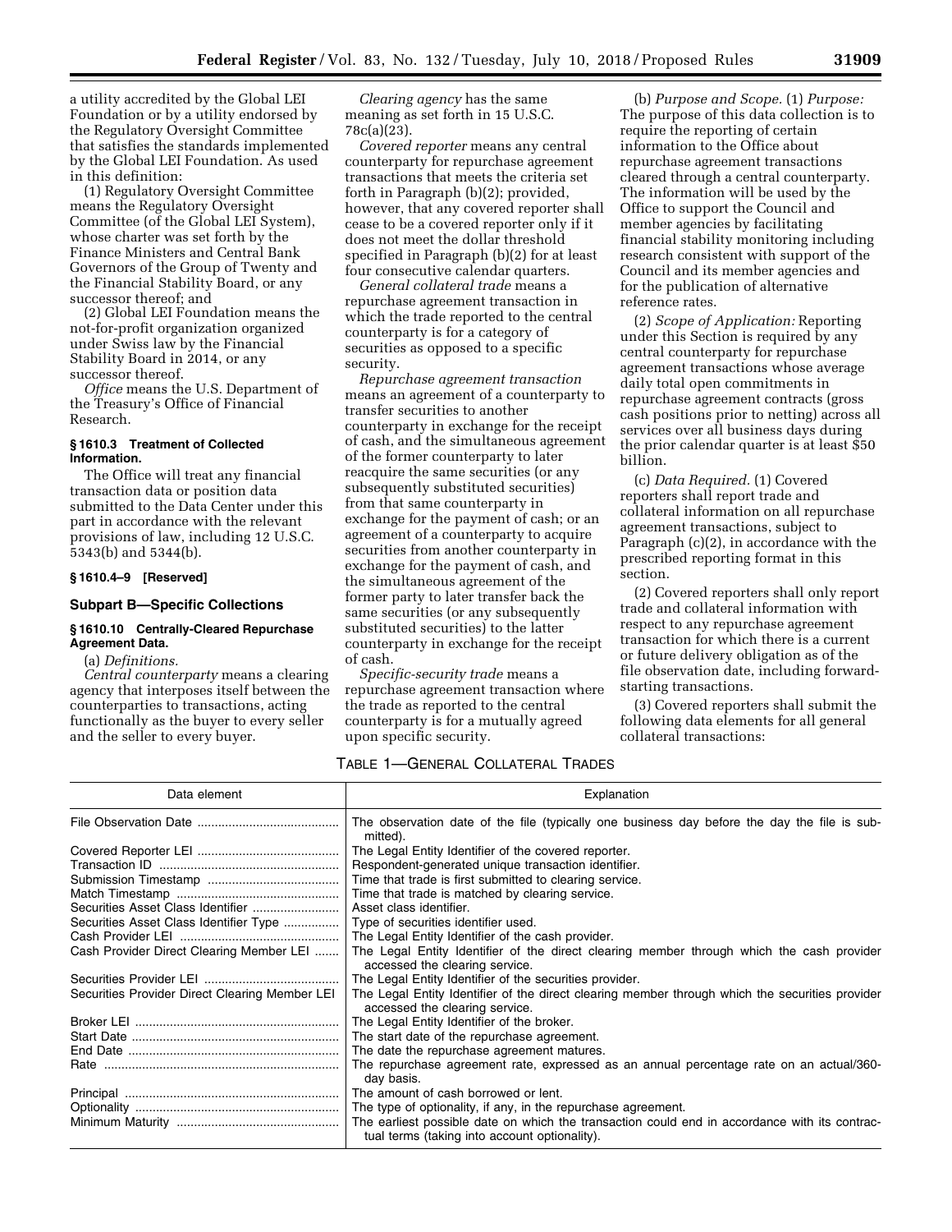a utility accredited by the Global LEI Foundation or by a utility endorsed by the Regulatory Oversight Committee that satisfies the standards implemented by the Global LEI Foundation. As used in this definition:

(1) Regulatory Oversight Committee means the Regulatory Oversight Committee (of the Global LEI System), whose charter was set forth by the Finance Ministers and Central Bank Governors of the Group of Twenty and the Financial Stability Board, or any successor thereof; and

(2) Global LEI Foundation means the not-for-profit organization organized under Swiss law by the Financial Stability Board in 2014, or any successor thereof.

*Office* means the U.S. Department of the Treasury's Office of Financial Research.

### § 1610.3 Treatment of Collected Information.

The Office will treat any financial transaction data or position data submitted to the Data Center under this part in accordance with the relevant provisions of law, including 12 U.S.C. 5343(b) and 5344(b).

### § 1610.4–9 [Reserved]

## Subpart B—Specific Collections

### § 1610.10 Centrally-Cleared Repurchase Agreement Data.

(a) *Definitions.*

*Central counterparty* means a clearing agency that interposes itself between the counterparties to transactions, acting functionally as the buyer to every seller and the seller to every buyer.

*Clearing agency* has the same meaning as set forth in 15 U.S.C. 78c(a)(23).

*Covered reporter* means any central counterparty for repurchase agreement transactions that meets the criteria set forth in Paragraph (b)(2); provided, however, that any covered reporter shall cease to be a covered reporter only if it does not meet the dollar threshold specified in Paragraph (b)(2) for at least four consecutive calendar quarters.

*General collateral trade* means a repurchase agreement transaction in which the trade reported to the central counterparty is for a category of securities as opposed to a specific security.

*Repurchase agreement transaction* means an agreement of a counterparty to transfer securities to another counterparty in exchange for the receipt of cash, and the simultaneous agreement of the former counterparty to later reacquire the same securities (or any subsequently substituted securities) from that same counterparty in exchange for the payment of cash; or an agreement of a counterparty to acquire securities from another counterparty in exchange for the payment of cash, and the simultaneous agreement of the former party to later transfer back the same securities (or any subsequently substituted securities) to the latter counterparty in exchange for the receipt of cash.

*Specific-security trade* means a repurchase agreement transaction where the trade as reported to the central counterparty is for a mutually agreed upon specific security.

(b) *Purpose and Scope.* (1) *Purpose:* The purpose of this data collection is to require the reporting of certain information to the Office about repurchase agreement transactions cleared through a central counterparty. The information will be used by the Office to support the Council and member agencies by facilitating financial stability monitoring including research consistent with support of the Council and its member agencies and for the publication of alternative reference rates.

(2) *Scope of Application:* Reporting under this Section is required by any central counterparty for repurchase agreement transactions whose average daily total open commitments in repurchase agreement contracts (gross cash positions prior to netting) across all services over all business days during the prior calendar quarter is at least $50 billion.

(c) *Data Required.* (1) Covered reporters shall report trade and collateral information on all repurchase agreement transactions, subject to Paragraph (c)(2), in accordance with the prescribed reporting format in this section.

(2) Covered reporters shall only report trade and collateral information with respect to any repurchase agreement transaction for which there is a current or future delivery obligation as of the file observation date, including forward-starting transactions.

(3) Covered reporters shall submit the following data elements for all general collateral transactions:

TABLE 1—GENERAL COLLATERAL TRADES

| Data element | Explanation |
|---|---|
| File Observation Date | The observation date of the file (typically one business day before the day the file is submitted). |
| Covered Reporter LEI | The Legal Entity Identifier of the covered reporter. |
| Transaction ID | Respondent-generated unique transaction identifier. |
| Submission Timestamp | Time that trade is first submitted to clearing service. |
| Match Timestamp | Time that trade is matched by clearing service. |
| Securities Asset Class Identifier | Asset class identifier. |
| Securities Asset Class Identifier Type | Type of securities identifier used. |
| Cash Provider LEI | The Legal Entity Identifier of the cash provider. |
| Cash Provider Direct Clearing Member LEI | The Legal Entity Identifier of the direct clearing member through which the cash provider accessed the clearing service. |
| Securities Provider LEI | The Legal Entity Identifier of the securities provider. |
| Securities Provider Direct Clearing Member LEI | The Legal Entity Identifier of the direct clearing member through which the securities provider accessed the clearing service. |
| Broker LEI | The Legal Entity Identifier of the broker. |
| Start Date | The start date of the repurchase agreement. |
| End Date | The date the repurchase agreement matures. |
| Rate | The repurchase agreement rate, expressed as an annual percentage rate on an actual/360-day basis. |
| Principal | The amount of cash borrowed or lent. |
| Optionality | The type of optionality, if any, in the repurchase agreement. |
| Minimum Maturity | The earliest possible date on which the transaction could end in accordance with its contractual terms (taking into account optionality). |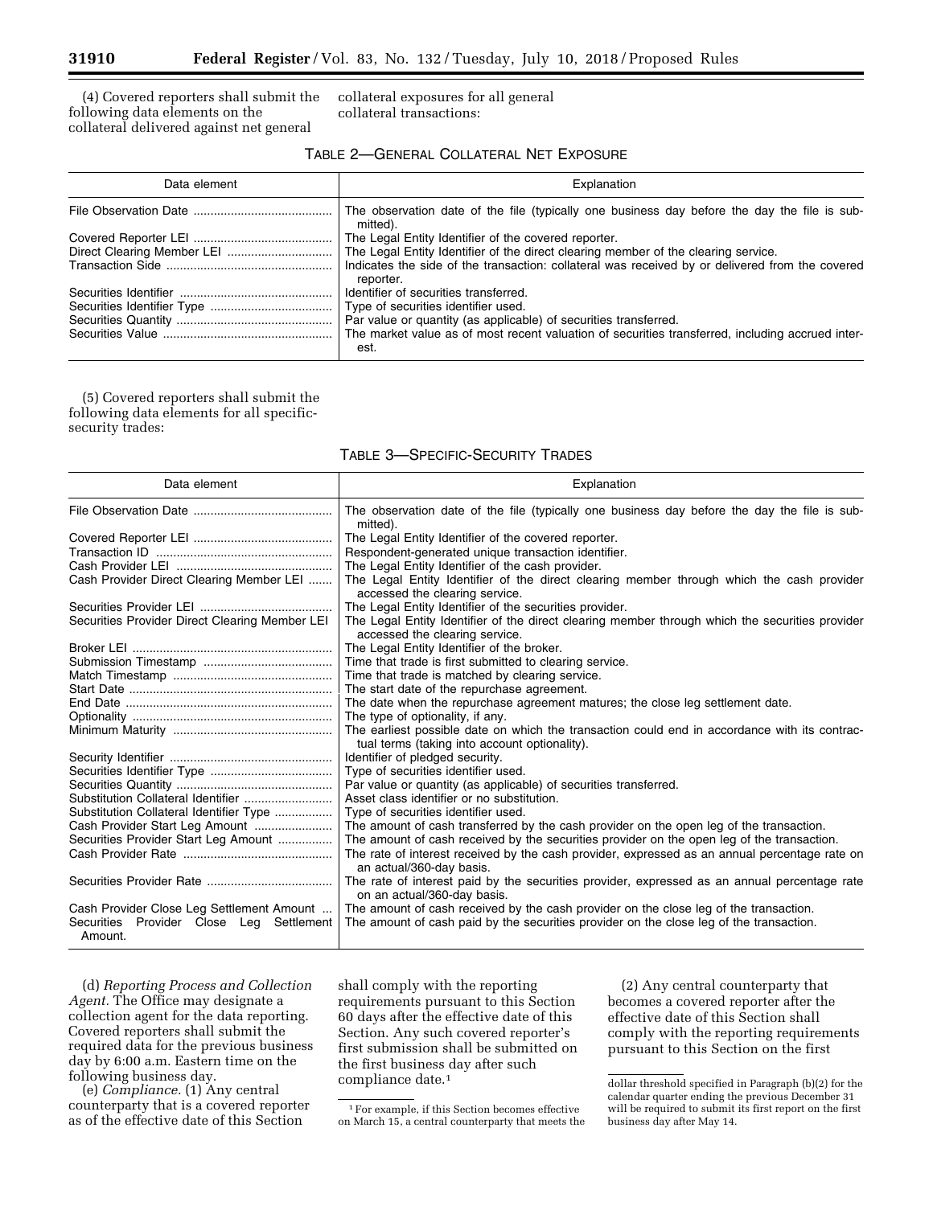(4) Covered reporters shall submit the following data elements on the collateral delivered against net general collateral exposures for all general collateral transactions:

TABLE 2—GENERAL COLLATERAL NET EXPOSURE

| Data element | Explanation |
|---|---|
| File Observation Date | The observation date of the file (typically one business day before the day the file is submitted). |
| Covered Reporter LEI | The Legal Entity Identifier of the covered reporter. |
| Direct Clearing Member LEI | The Legal Entity Identifier of the direct clearing member of the clearing service. |
| Transaction Side | Indicates the side of the transaction: collateral was received by or delivered from the covered reporter. |
| Securities Identifier | Identifier of securities transferred. |
| Securities Identifier Type | Type of securities identifier used. |
| Securities Quantity | Par value or quantity (as applicable) of securities transferred. |
| Securities Value | The market value as of most recent valuation of securities transferred, including accrued interest. |

(5) Covered reporters shall submit the following data elements for all specific-security trades:

TABLE 3—SPECIFIC-SECURITY TRADES

| Data element | Explanation |
|---|---|
| File Observation Date | The observation date of the file (typically one business day before the day the file is submitted). |
| Covered Reporter LEI | The Legal Entity Identifier of the covered reporter. |
| Transaction ID | Respondent-generated unique transaction identifier. |
| Cash Provider LEI | The Legal Entity Identifier of the cash provider. |
| Cash Provider Direct Clearing Member LEI | The Legal Entity Identifier of the direct clearing member through which the cash provider accessed the clearing service. |
| Securities Provider LEI | The Legal Entity Identifier of the securities provider. |
| Securities Provider Direct Clearing Member LEI | The Legal Entity Identifier of the direct clearing member through which the securities provider accessed the clearing service. |
| Broker LEI | The Legal Entity Identifier of the broker. |
| Submission Timestamp | Time that trade is first submitted to clearing service. |
| Match Timestamp | Time that trade is matched by clearing service. |
| Start Date | The start date of the repurchase agreement. |
| End Date | The date when the repurchase agreement matures; the close leg settlement date. |
| Optionality | The type of optionality, if any. |
| Minimum Maturity | The earliest possible date on which the transaction could end in accordance with its contractual terms (taking into account optionality). |
| Security Identifier | Identifier of pledged security. |
| Securities Identifier Type | Type of securities identifier used. |
| Securities Quantity | Par value or quantity (as applicable) of securities transferred. |
| Substitution Collateral Identifier | Asset class identifier or no substitution. |
| Substitution Collateral Identifier Type | Type of securities identifier used. |
| Cash Provider Start Leg Amount | The amount of cash transferred by the cash provider on the open leg of the transaction. |
| Securities Provider Start Leg Amount | The amount of cash received by the securities provider on the open leg of the transaction. |
| Cash Provider Rate | The rate of interest received by the cash provider, expressed as an annual percentage rate on an actual/360-day basis. |
| Securities Provider Rate | The rate of interest paid by the securities provider, expressed as an annual percentage rate on an actual/360-day basis. |
| Cash Provider Close Leg Settlement Amount | The amount of cash received by the cash provider on the close leg of the transaction. |
| Securities Provider Close Leg Settlement Amount. | The amount of cash paid by the securities provider on the close leg of the transaction. |

(d) *Reporting Process and Collection Agent.* The Office may designate a collection agent for the data reporting. Covered reporters shall submit the required data for the previous business day by 6:00 a.m. Eastern time on the following business day.

(e) *Compliance.* (1) Any central counterparty that is a covered reporter as of the effective date of this Section shall comply with the reporting requirements pursuant to this Section 60 days after the effective date of this Section. Any such covered reporter's first submission shall be submitted on the first business day after such compliance date.[1]

(2) Any central counterparty that becomes a covered reporter after the effective date of this Section shall comply with the reporting requirements pursuant to this Section on the first

[1] For example, if this Section becomes effective on March 15, a central counterparty that meets the dollar threshold specified in Paragraph (b)(2) for the calendar quarter ending the previous December 31 will be required to submit its first report on the first business day after May 14.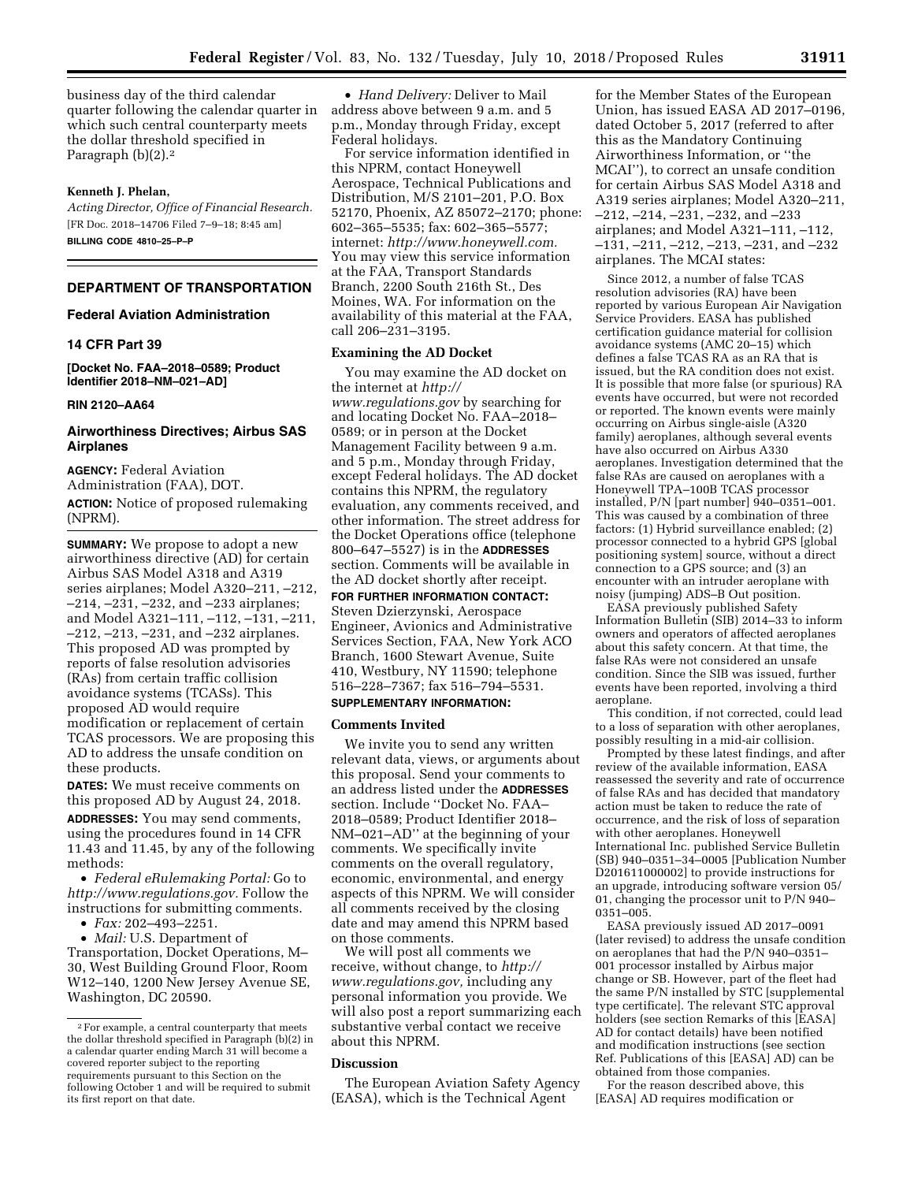business day of the third calendar quarter following the calendar quarter in which such central counterparty meets the dollar threshold specified in Paragraph (b)(2).[2]

**Kenneth J. Phelan,**

*Acting Director, Office of Financial Research.*

[FR Doc. 2018–14706 Filed 7–9–18; 8:45 am]

**BILLING CODE 4810–25–P–P**

[2] For example, a central counterparty that meets the dollar threshold specified in Paragraph (b)(2) in a calendar quarter ending March 31 will become a covered reporter subject to the reporting requirements pursuant to this Section on the following October 1 and will be required to submit its first report on that date.

## DEPARTMENT OF TRANSPORTATION

### Federal Aviation Administration

### 14 CFR Part 39

**[Docket No. FAA–2018–0589; Product Identifier 2018–NM–021–AD]**

**RIN 2120–AA64**

### Airworthiness Directives; Airbus SAS Airplanes

**AGENCY:** Federal Aviation Administration (FAA), DOT.

**ACTION:** Notice of proposed rulemaking (NPRM).

**SUMMARY:** We propose to adopt a new airworthiness directive (AD) for certain Airbus SAS Model A318 and A319 series airplanes; Model A320–211, –212, –214, –231, –232, and –233 airplanes; and Model A321–111, –112, –131, –211, –212, –213, –231, and –232 airplanes. This proposed AD was prompted by reports of false resolution advisories (RAs) from certain traffic collision avoidance systems (TCASs). This proposed AD would require modification or replacement of certain TCAS processors. We are proposing this AD to address the unsafe condition on these products.

**DATES:** We must receive comments on this proposed AD by August 24, 2018.

**ADDRESSES:** You may send comments, using the procedures found in 14 CFR 11.43 and 11.45, by any of the following methods:

- *Federal eRulemaking Portal:* Go to *http://www.regulations.gov.* Follow the instructions for submitting comments.
- *Fax:* 202–493–2251.
- *Mail:* U.S. Department of Transportation, Docket Operations, M–30, West Building Ground Floor, Room W12–140, 1200 New Jersey Avenue SE, Washington, DC 20590.
- *Hand Delivery:* Deliver to Mail address above between 9 a.m. and 5 p.m., Monday through Friday, except Federal holidays.

For service information identified in this NPRM, contact Honeywell Aerospace, Technical Publications and Distribution, M/S 2101–201, P.O. Box 52170, Phoenix, AZ 85072–2170; phone: 602–365–5535; fax: 602–365–5577; internet: *http://www.honeywell.com.* You may view this service information at the FAA, Transport Standards Branch, 2200 South 216th St., Des Moines, WA. For information on the availability of this material at the FAA, call 206–231–3195.

#### Examining the AD Docket

You may examine the AD docket on the internet at *http://www.regulations.gov* by searching for and locating Docket No. FAA–2018–0589; or in person at the Docket Management Facility between 9 a.m. and 5 p.m., Monday through Friday, except Federal holidays. The AD docket contains this NPRM, the regulatory evaluation, any comments received, and other information. The street address for the Docket Operations office (telephone 800–647–5527) is in the **ADDRESSES** section. Comments will be available in the AD docket shortly after receipt.

**FOR FURTHER INFORMATION CONTACT:** Steven Dzierzynski, Aerospace Engineer, Avionics and Administrative Services Section, FAA, New York ACO Branch, 1600 Stewart Avenue, Suite 410, Westbury, NY 11590; telephone 516–228–7367; fax 516–794–5531.

**SUPPLEMENTARY INFORMATION:**

#### Comments Invited

We invite you to send any written relevant data, views, or arguments about this proposal. Send your comments to an address listed under the **ADDRESSES** section. Include ''Docket No. FAA–2018–0589; Product Identifier 2018–NM–021–AD'' at the beginning of your comments. We specifically invite comments on the overall regulatory, economic, environmental, and energy aspects of this NPRM. We will consider all comments received by the closing date and may amend this NPRM based on those comments.

We will post all comments we receive, without change, to *http://www.regulations.gov,* including any personal information you provide. We will also post a report summarizing each substantive verbal contact we receive about this NPRM.

#### Discussion

The European Aviation Safety Agency (EASA), which is the Technical Agent for the Member States of the European Union, has issued EASA AD 2017–0196, dated October 5, 2017 (referred to after this as the Mandatory Continuing Airworthiness Information, or ''the MCAI''), to correct an unsafe condition for certain Airbus SAS Model A318 and A319 series airplanes; Model A320–211, –212, –214, –231, –232, and –233 airplanes; and Model A321–111, –112, –131, –211, –212, –213, –231, and –232 airplanes. The MCAI states:

Since 2012, a number of false TCAS resolution advisories (RA) have been reported by various European Air Navigation Service Providers. EASA has published certification guidance material for collision avoidance systems (AMC 20–15) which defines a false TCAS RA as an RA that is issued, but the RA condition does not exist. It is possible that more false (or spurious) RA events have occurred, but were not recorded or reported. The known events were mainly occurring on Airbus single-aisle (A320 family) aeroplanes, although several events have also occurred on Airbus A330 aeroplanes. Investigation determined that the false RAs are caused on aeroplanes with a Honeywell TPA–100B TCAS processor installed, P/N [part number] 940–0351–001. This was caused by a combination of three factors: (1) Hybrid surveillance enabled; (2) processor connected to a hybrid GPS [global positioning system] source, without a direct connection to a GPS source; and (3) an encounter with an intruder aeroplane with noisy (jumping) ADS–B Out position.

EASA previously published Safety Information Bulletin (SIB) 2014–33 to inform owners and operators of affected aeroplanes about this safety concern. At that time, the false RAs were not considered an unsafe condition. Since the SIB was issued, further events have been reported, involving a third aeroplane.

This condition, if not corrected, could lead to a loss of separation with other aeroplanes, possibly resulting in a mid-air collision.

Prompted by these latest findings, and after review of the available information, EASA reassessed the severity and rate of occurrence of false RAs and has decided that mandatory action must be taken to reduce the rate of occurrence, and the risk of loss of separation with other aeroplanes. Honeywell International Inc. published Service Bulletin (SB) 940–0351–34–0005 [Publication Number D201611000002] to provide instructions for an upgrade, introducing software version 05/01, changing the processor unit to P/N 940–0351–005.

EASA previously issued AD 2017–0091 (later revised) to address the unsafe condition on aeroplanes that had the P/N 940–0351–001 processor installed by Airbus major change or SB. However, part of the fleet had the same P/N installed by STC [supplemental type certificate]. The relevant STC approval holders (see section Remarks of this [EASA] AD for contact details) have been notified and modification instructions (see section Ref. Publications of this [EASA] AD) can be obtained from those companies.

For the reason described above, this [EASA] AD requires modification or